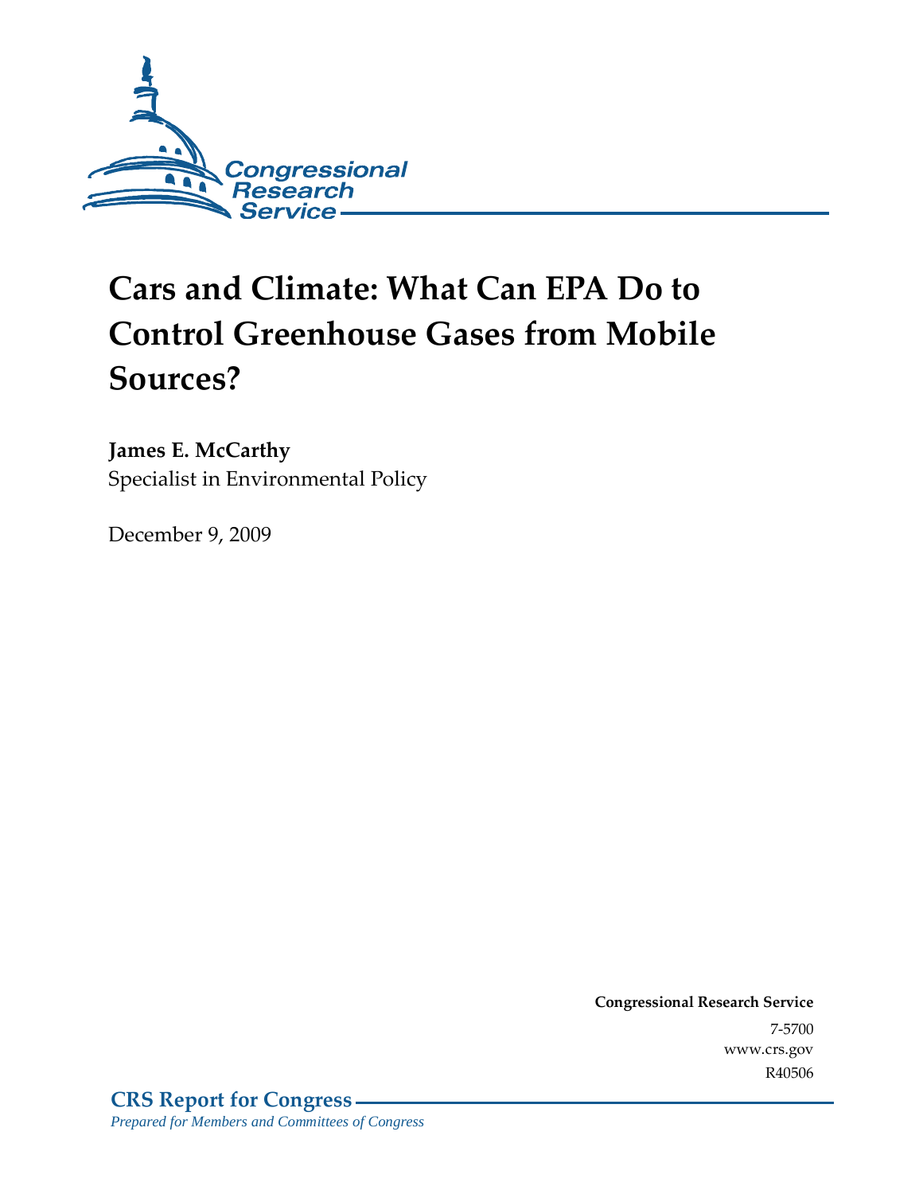Congressional Research Service

# Cars and Climate: What Can EPA Do to Control Greenhouse Gases from Mobile Sources?

**James E. McCarthy**
Specialist in Environmental Policy

December 9, 2009

**Congressional Research Service**
7-5700
www.crs.gov
R40506

**CRS Report for Congress**
*Prepared for Members and Committees of Congress*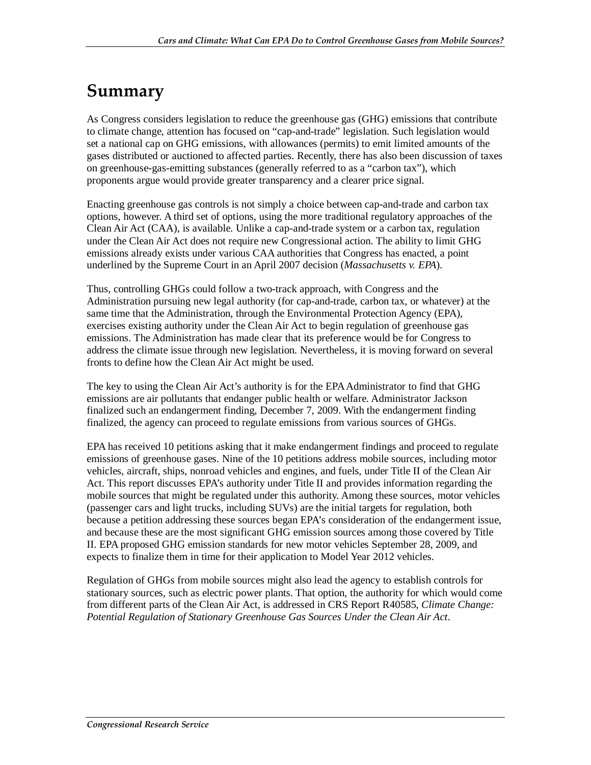# Summary

As Congress considers legislation to reduce the greenhouse gas (GHG) emissions that contribute to climate change, attention has focused on "cap-and-trade" legislation. Such legislation would set a national cap on GHG emissions, with allowances (permits) to emit limited amounts of the gases distributed or auctioned to affected parties. Recently, there has also been discussion of taxes on greenhouse-gas-emitting substances (generally referred to as a "carbon tax"), which proponents argue would provide greater transparency and a clearer price signal.

Enacting greenhouse gas controls is not simply a choice between cap-and-trade and carbon tax options, however. A third set of options, using the more traditional regulatory approaches of the Clean Air Act (CAA), is available. Unlike a cap-and-trade system or a carbon tax, regulation under the Clean Air Act does not require new Congressional action. The ability to limit GHG emissions already exists under various CAA authorities that Congress has enacted, a point underlined by the Supreme Court in an April 2007 decision (*Massachusetts v. EPA*).

Thus, controlling GHGs could follow a two-track approach, with Congress and the Administration pursuing new legal authority (for cap-and-trade, carbon tax, or whatever) at the same time that the Administration, through the Environmental Protection Agency (EPA), exercises existing authority under the Clean Air Act to begin regulation of greenhouse gas emissions. The Administration has made clear that its preference would be for Congress to address the climate issue through new legislation. Nevertheless, it is moving forward on several fronts to define how the Clean Air Act might be used.

The key to using the Clean Air Act's authority is for the EPA Administrator to find that GHG emissions are air pollutants that endanger public health or welfare. Administrator Jackson finalized such an endangerment finding, December 7, 2009. With the endangerment finding finalized, the agency can proceed to regulate emissions from various sources of GHGs.

EPA has received 10 petitions asking that it make endangerment findings and proceed to regulate emissions of greenhouse gases. Nine of the 10 petitions address mobile sources, including motor vehicles, aircraft, ships, nonroad vehicles and engines, and fuels, under Title II of the Clean Air Act. This report discusses EPA's authority under Title II and provides information regarding the mobile sources that might be regulated under this authority. Among these sources, motor vehicles (passenger cars and light trucks, including SUVs) are the initial targets for regulation, both because a petition addressing these sources began EPA's consideration of the endangerment issue, and because these are the most significant GHG emission sources among those covered by Title II. EPA proposed GHG emission standards for new motor vehicles September 28, 2009, and expects to finalize them in time for their application to Model Year 2012 vehicles.

Regulation of GHGs from mobile sources might also lead the agency to establish controls for stationary sources, such as electric power plants. That option, the authority for which would come from different parts of the Clean Air Act, is addressed in CRS Report R40585, *Climate Change: Potential Regulation of Stationary Greenhouse Gas Sources Under the Clean Air Act*.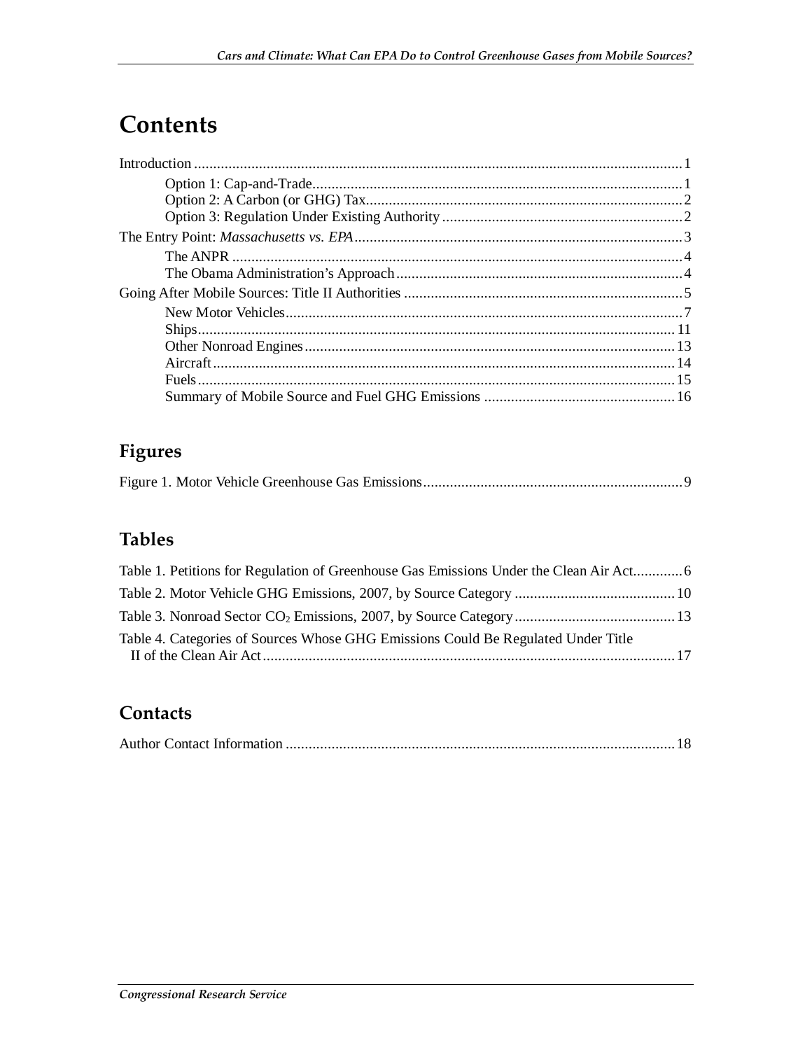# Contents

Introduction ... 1
- Option 1: Cap-and-Trade ... 1
- Option 2: A Carbon (or GHG) Tax ... 2
- Option 3: Regulation Under Existing Authority ... 2

The Entry Point: *Massachusetts vs. EPA* ... 3
- The ANPR ... 4
- The Obama Administration's Approach ... 4

Going After Mobile Sources: Title II Authorities ... 5
- New Motor Vehicles ... 7
- Ships ... 11
- Other Nonroad Engines ... 13
- Aircraft ... 14
- Fuels ... 15
- Summary of Mobile Source and Fuel GHG Emissions ... 16

## Figures

Figure 1. Motor Vehicle Greenhouse Gas Emissions ... 9

## Tables

Table 1. Petitions for Regulation of Greenhouse Gas Emissions Under the Clean Air Act ... 6

Table 2. Motor Vehicle GHG Emissions, 2007, by Source Category ... 10

Table 3. Nonroad Sector $CO_2$ Emissions, 2007, by Source Category ... 13

Table 4. Categories of Sources Whose GHG Emissions Could Be Regulated Under Title II of the Clean Air Act ... 17

## Contacts

Author Contact Information ... 18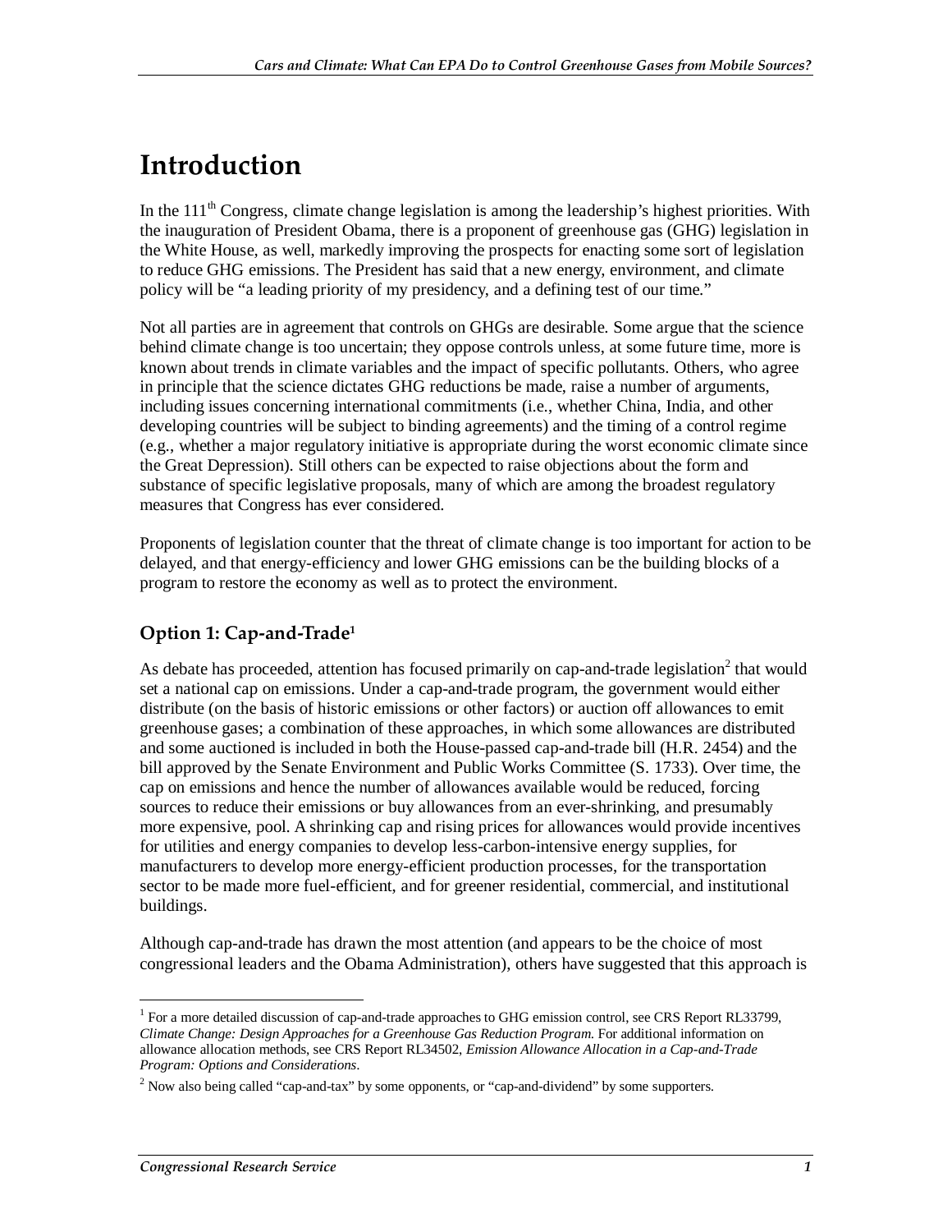# Introduction

In the 111th Congress, climate change legislation is among the leadership's highest priorities. With the inauguration of President Obama, there is a proponent of greenhouse gas (GHG) legislation in the White House, as well, markedly improving the prospects for enacting some sort of legislation to reduce GHG emissions. The President has said that a new energy, environment, and climate policy will be "a leading priority of my presidency, and a defining test of our time."

Not all parties are in agreement that controls on GHGs are desirable. Some argue that the science behind climate change is too uncertain; they oppose controls unless, at some future time, more is known about trends in climate variables and the impact of specific pollutants. Others, who agree in principle that the science dictates GHG reductions be made, raise a number of arguments, including issues concerning international commitments (i.e., whether China, India, and other developing countries will be subject to binding agreements) and the timing of a control regime (e.g., whether a major regulatory initiative is appropriate during the worst economic climate since the Great Depression). Still others can be expected to raise objections about the form and substance of specific legislative proposals, many of which are among the broadest regulatory measures that Congress has ever considered.

Proponents of legislation counter that the threat of climate change is too important for action to be delayed, and that energy-efficiency and lower GHG emissions can be the building blocks of a program to restore the economy as well as to protect the environment.

## Option 1: Cap-and-Trade[1]

As debate has proceeded, attention has focused primarily on cap-and-trade legislation[2] that would set a national cap on emissions. Under a cap-and-trade program, the government would either distribute (on the basis of historic emissions or other factors) or auction off allowances to emit greenhouse gases; a combination of these approaches, in which some allowances are distributed and some auctioned is included in both the House-passed cap-and-trade bill (H.R. 2454) and the bill approved by the Senate Environment and Public Works Committee (S. 1733). Over time, the cap on emissions and hence the number of allowances available would be reduced, forcing sources to reduce their emissions or buy allowances from an ever-shrinking, and presumably more expensive, pool. A shrinking cap and rising prices for allowances would provide incentives for utilities and energy companies to develop less-carbon-intensive energy supplies, for manufacturers to develop more energy-efficient production processes, for the transportation sector to be made more fuel-efficient, and for greener residential, commercial, and institutional buildings.

Although cap-and-trade has drawn the most attention (and appears to be the choice of most congressional leaders and the Obama Administration), others have suggested that this approach is

---

[1] For a more detailed discussion of cap-and-trade approaches to GHG emission control, see CRS Report RL33799, *Climate Change: Design Approaches for a Greenhouse Gas Reduction Program*. For additional information on allowance allocation methods, see CRS Report RL34502, *Emission Allowance Allocation in a Cap-and-Trade Program: Options and Considerations*.

[2] Now also being called "cap-and-tax" by some opponents, or "cap-and-dividend" by some supporters.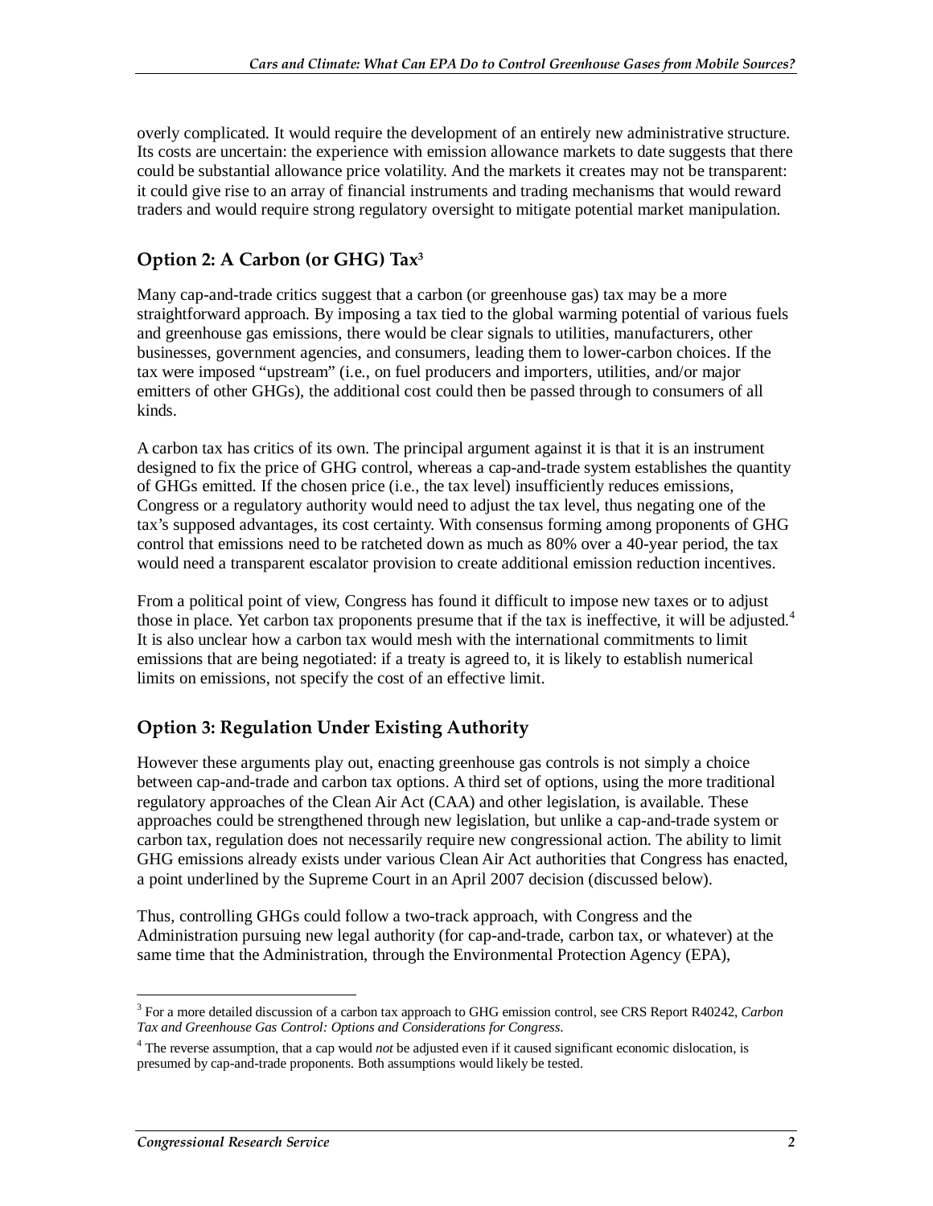overly complicated. It would require the development of an entirely new administrative structure. Its costs are uncertain: the experience with emission allowance markets to date suggests that there could be substantial allowance price volatility. And the markets it creates may not be transparent: it could give rise to an array of financial instruments and trading mechanisms that would reward traders and would require strong regulatory oversight to mitigate potential market manipulation.

### Option 2: A Carbon (or GHG) Tax[3]

Many cap-and-trade critics suggest that a carbon (or greenhouse gas) tax may be a more straightforward approach. By imposing a tax tied to the global warming potential of various fuels and greenhouse gas emissions, there would be clear signals to utilities, manufacturers, other businesses, government agencies, and consumers, leading them to lower-carbon choices. If the tax were imposed "upstream" (i.e., on fuel producers and importers, utilities, and/or major emitters of other GHGs), the additional cost could then be passed through to consumers of all kinds.

A carbon tax has critics of its own. The principal argument against it is that it is an instrument designed to fix the price of GHG control, whereas a cap-and-trade system establishes the quantity of GHGs emitted. If the chosen price (i.e., the tax level) insufficiently reduces emissions, Congress or a regulatory authority would need to adjust the tax level, thus negating one of the tax's supposed advantages, its cost certainty. With consensus forming among proponents of GHG control that emissions need to be ratcheted down as much as 80% over a 40-year period, the tax would need a transparent escalator provision to create additional emission reduction incentives.

From a political point of view, Congress has found it difficult to impose new taxes or to adjust those in place. Yet carbon tax proponents presume that if the tax is ineffective, it will be adjusted.[4] It is also unclear how a carbon tax would mesh with the international commitments to limit emissions that are being negotiated: if a treaty is agreed to, it is likely to establish numerical limits on emissions, not specify the cost of an effective limit.

### Option 3: Regulation Under Existing Authority

However these arguments play out, enacting greenhouse gas controls is not simply a choice between cap-and-trade and carbon tax options. A third set of options, using the more traditional regulatory approaches of the Clean Air Act (CAA) and other legislation, is available. These approaches could be strengthened through new legislation, but unlike a cap-and-trade system or carbon tax, regulation does not necessarily require new congressional action. The ability to limit GHG emissions already exists under various Clean Air Act authorities that Congress has enacted, a point underlined by the Supreme Court in an April 2007 decision (discussed below).

Thus, controlling GHGs could follow a two-track approach, with Congress and the Administration pursuing new legal authority (for cap-and-trade, carbon tax, or whatever) at the same time that the Administration, through the Environmental Protection Agency (EPA),

---

[3] For a more detailed discussion of a carbon tax approach to GHG emission control, see CRS Report R40242, *Carbon Tax and Greenhouse Gas Control: Options and Considerations for Congress*.

[4] The reverse assumption, that a cap would *not* be adjusted even if it caused significant economic dislocation, is presumed by cap-and-trade proponents. Both assumptions would likely be tested.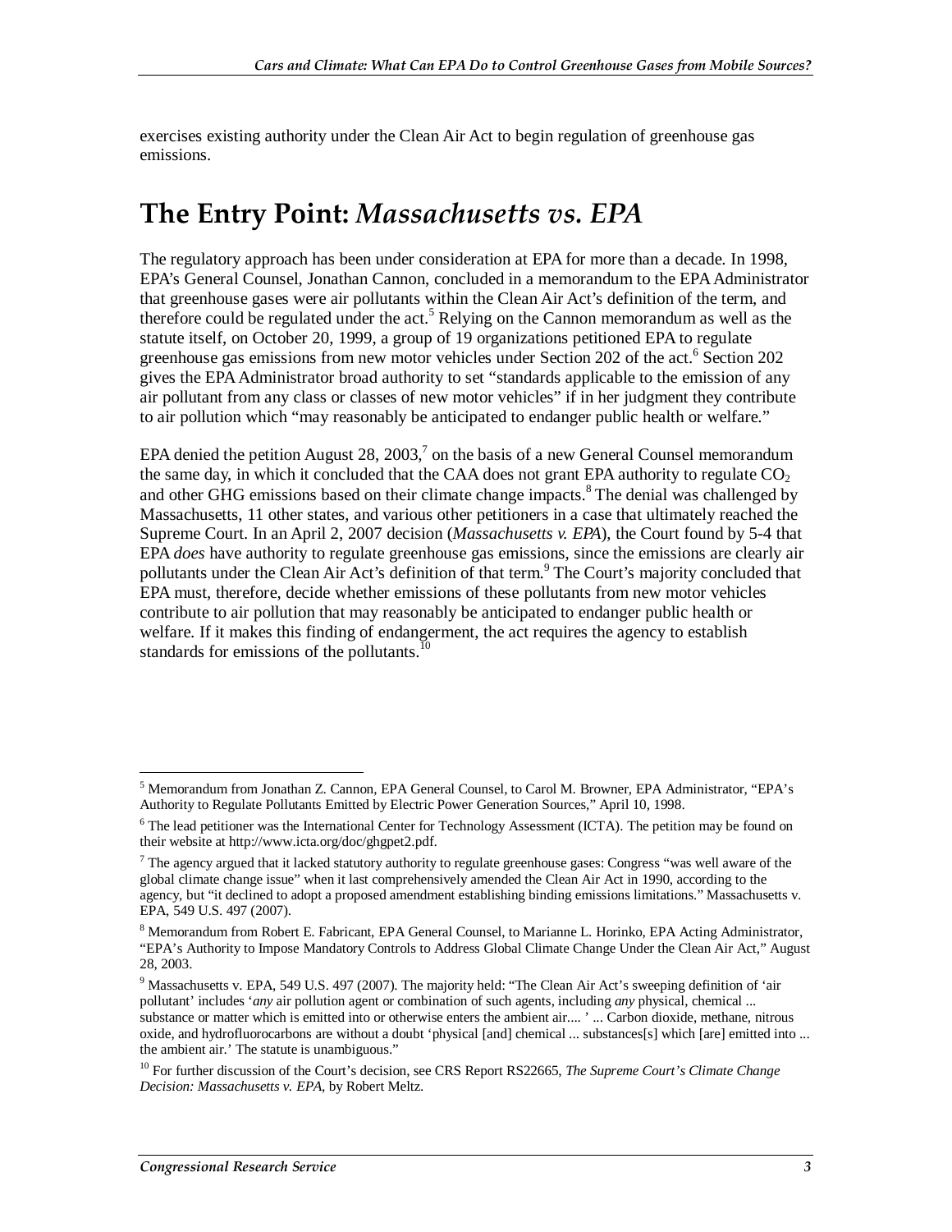exercises existing authority under the Clean Air Act to begin regulation of greenhouse gas emissions.

## The Entry Point: *Massachusetts vs. EPA*

The regulatory approach has been under consideration at EPA for more than a decade. In 1998, EPA's General Counsel, Jonathan Cannon, concluded in a memorandum to the EPA Administrator that greenhouse gases were air pollutants within the Clean Air Act's definition of the term, and therefore could be regulated under the act.[5] Relying on the Cannon memorandum as well as the statute itself, on October 20, 1999, a group of 19 organizations petitioned EPA to regulate greenhouse gas emissions from new motor vehicles under Section 202 of the act.[6] Section 202 gives the EPA Administrator broad authority to set "standards applicable to the emission of any air pollutant from any class or classes of new motor vehicles" if in her judgment they contribute to air pollution which "may reasonably be anticipated to endanger public health or welfare."

EPA denied the petition August 28, 2003,[7] on the basis of a new General Counsel memorandum the same day, in which it concluded that the CAA does not grant EPA authority to regulate $CO_2$ and other GHG emissions based on their climate change impacts.[8] The denial was challenged by Massachusetts, 11 other states, and various other petitioners in a case that ultimately reached the Supreme Court. In an April 2, 2007 decision (*Massachusetts v. EPA*), the Court found by 5-4 that EPA *does* have authority to regulate greenhouse gas emissions, since the emissions are clearly air pollutants under the Clean Air Act's definition of that term.[9] The Court's majority concluded that EPA must, therefore, decide whether emissions of these pollutants from new motor vehicles contribute to air pollution that may reasonably be anticipated to endanger public health or welfare. If it makes this finding of endangerment, the act requires the agency to establish standards for emissions of the pollutants.[10]

---

[5] Memorandum from Jonathan Z. Cannon, EPA General Counsel, to Carol M. Browner, EPA Administrator, "EPA's Authority to Regulate Pollutants Emitted by Electric Power Generation Sources," April 10, 1998.

[6] The lead petitioner was the International Center for Technology Assessment (ICTA). The petition may be found on their website at http://www.icta.org/doc/ghgpet2.pdf.

[7] The agency argued that it lacked statutory authority to regulate greenhouse gases: Congress "was well aware of the global climate change issue" when it last comprehensively amended the Clean Air Act in 1990, according to the agency, but "it declined to adopt a proposed amendment establishing binding emissions limitations." Massachusetts v. EPA, 549 U.S. 497 (2007).

[8] Memorandum from Robert E. Fabricant, EPA General Counsel, to Marianne L. Horinko, EPA Acting Administrator, "EPA's Authority to Impose Mandatory Controls to Address Global Climate Change Under the Clean Air Act," August 28, 2003.

[9] Massachusetts v. EPA, 549 U.S. 497 (2007). The majority held: "The Clean Air Act's sweeping definition of 'air pollutant' includes '*any* air pollution agent or combination of such agents, including *any* physical, chemical ... substance or matter which is emitted into or otherwise enters the ambient air.... ' ... Carbon dioxide, methane, nitrous oxide, and hydrofluorocarbons are without a doubt 'physical [and] chemical ... substances[s] which [are] emitted into ... the ambient air.' The statute is unambiguous."

[10] For further discussion of the Court's decision, see CRS Report RS22665, *The Supreme Court's Climate Change Decision: Massachusetts v. EPA*, by Robert Meltz.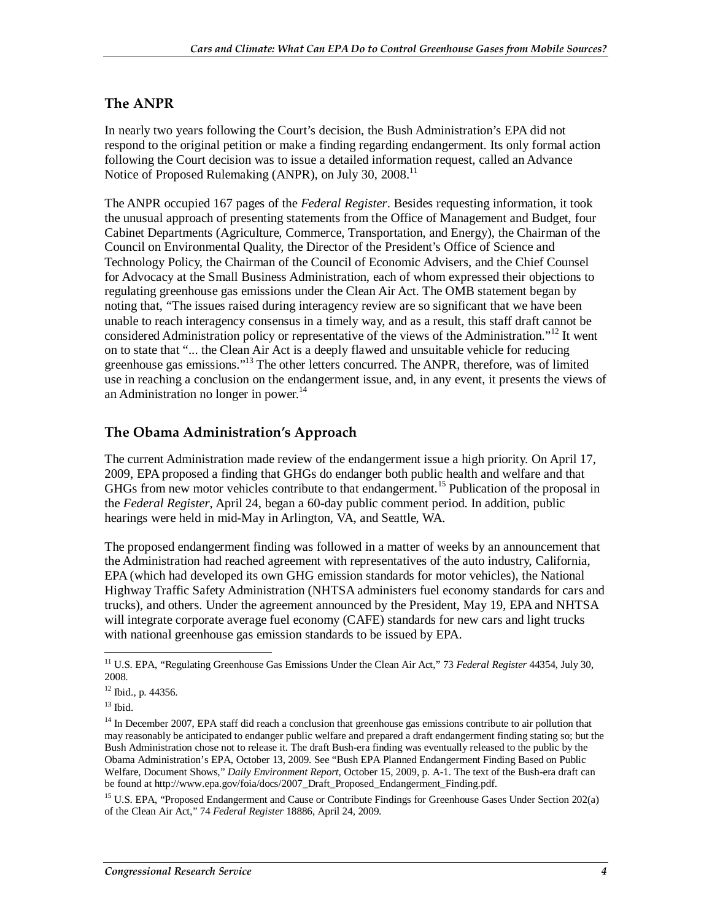## The ANPR

In nearly two years following the Court's decision, the Bush Administration's EPA did not respond to the original petition or make a finding regarding endangerment. Its only formal action following the Court decision was to issue a detailed information request, called an Advance Notice of Proposed Rulemaking (ANPR), on July 30, 2008.[11]

The ANPR occupied 167 pages of the *Federal Register*. Besides requesting information, it took the unusual approach of presenting statements from the Office of Management and Budget, four Cabinet Departments (Agriculture, Commerce, Transportation, and Energy), the Chairman of the Council on Environmental Quality, the Director of the President's Office of Science and Technology Policy, the Chairman of the Council of Economic Advisers, and the Chief Counsel for Advocacy at the Small Business Administration, each of whom expressed their objections to regulating greenhouse gas emissions under the Clean Air Act. The OMB statement began by noting that, "The issues raised during interagency review are so significant that we have been unable to reach interagency consensus in a timely way, and as a result, this staff draft cannot be considered Administration policy or representative of the views of the Administration."[12] It went on to state that "... the Clean Air Act is a deeply flawed and unsuitable vehicle for reducing greenhouse gas emissions."[13] The other letters concurred. The ANPR, therefore, was of limited use in reaching a conclusion on the endangerment issue, and, in any event, it presents the views of an Administration no longer in power.[14]

## The Obama Administration's Approach

The current Administration made review of the endangerment issue a high priority. On April 17, 2009, EPA proposed a finding that GHGs do endanger both public health and welfare and that GHGs from new motor vehicles contribute to that endangerment.[15] Publication of the proposal in the *Federal Register*, April 24, began a 60-day public comment period. In addition, public hearings were held in mid-May in Arlington, VA, and Seattle, WA.

The proposed endangerment finding was followed in a matter of weeks by an announcement that the Administration had reached agreement with representatives of the auto industry, California, EPA (which had developed its own GHG emission standards for motor vehicles), the National Highway Traffic Safety Administration (NHTSA administers fuel economy standards for cars and trucks), and others. Under the agreement announced by the President, May 19, EPA and NHTSA will integrate corporate average fuel economy (CAFE) standards for new cars and light trucks with national greenhouse gas emission standards to be issued by EPA.

---

[11] U.S. EPA, "Regulating Greenhouse Gas Emissions Under the Clean Air Act," 73 *Federal Register* 44354, July 30, 2008.

[12] Ibid., p. 44356.

[13] Ibid.

[14] In December 2007, EPA staff did reach a conclusion that greenhouse gas emissions contribute to air pollution that may reasonably be anticipated to endanger public welfare and prepared a draft endangerment finding stating so; but the Bush Administration chose not to release it. The draft Bush-era finding was eventually released to the public by the Obama Administration's EPA, October 13, 2009. See "Bush EPA Planned Endangerment Finding Based on Public Welfare, Document Shows," *Daily Environment Report*, October 15, 2009, p. A-1. The text of the Bush-era draft can be found at http://www.epa.gov/foia/docs/2007_Draft_Proposed_Endangerment_Finding.pdf.

[15] U.S. EPA, "Proposed Endangerment and Cause or Contribute Findings for Greenhouse Gases Under Section 202(a) of the Clean Air Act," 74 *Federal Register* 18886, April 24, 2009.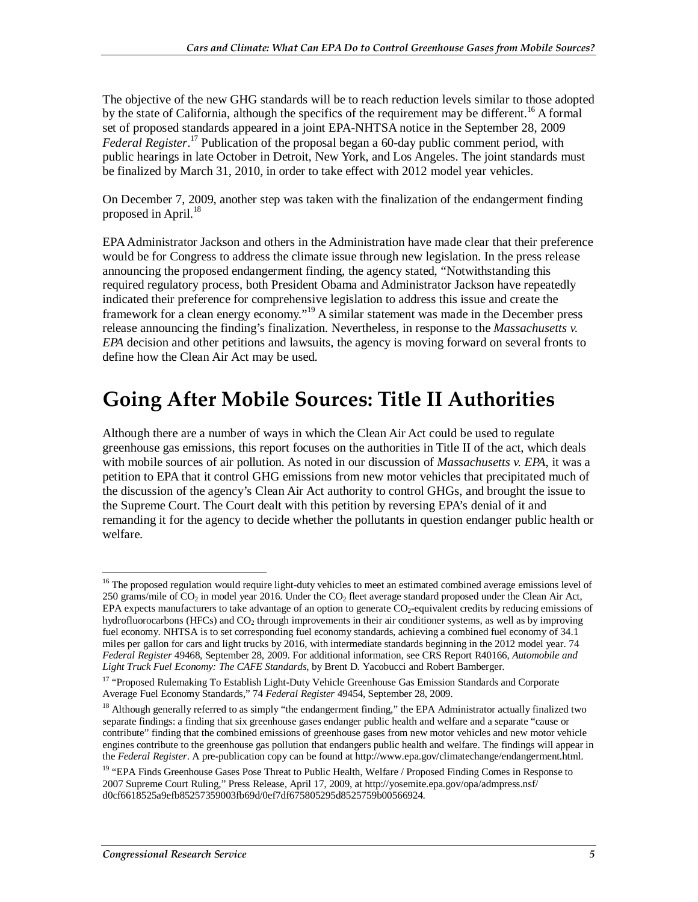The objective of the new GHG standards will be to reach reduction levels similar to those adopted by the state of California, although the specifics of the requirement may be different.[16] A formal set of proposed standards appeared in a joint EPA-NHTSA notice in the September 28, 2009 *Federal Register*.[17] Publication of the proposal began a 60-day public comment period, with public hearings in late October in Detroit, New York, and Los Angeles. The joint standards must be finalized by March 31, 2010, in order to take effect with 2012 model year vehicles.

On December 7, 2009, another step was taken with the finalization of the endangerment finding proposed in April.[18]

EPA Administrator Jackson and others in the Administration have made clear that their preference would be for Congress to address the climate issue through new legislation. In the press release announcing the proposed endangerment finding, the agency stated, "Notwithstanding this required regulatory process, both President Obama and Administrator Jackson have repeatedly indicated their preference for comprehensive legislation to address this issue and create the framework for a clean energy economy."[19] A similar statement was made in the December press release announcing the finding's finalization. Nevertheless, in response to the *Massachusetts v. EPA* decision and other petitions and lawsuits, the agency is moving forward on several fronts to define how the Clean Air Act may be used.

# Going After Mobile Sources: Title II Authorities

Although there are a number of ways in which the Clean Air Act could be used to regulate greenhouse gas emissions, this report focuses on the authorities in Title II of the act, which deals with mobile sources of air pollution. As noted in our discussion of *Massachusetts v. EPA*, it was a petition to EPA that it control GHG emissions from new motor vehicles that precipitated much of the discussion of the agency's Clean Air Act authority to control GHGs, and brought the issue to the Supreme Court. The Court dealt with this petition by reversing EPA's denial of it and remanding it for the agency to decide whether the pollutants in question endanger public health or welfare.

---

[16] The proposed regulation would require light-duty vehicles to meet an estimated combined average emissions level of 250 grams/mile of $CO_2$ in model year 2016. Under the $CO_2$ fleet average standard proposed under the Clean Air Act, EPA expects manufacturers to take advantage of an option to generate $CO_2$-equivalent credits by reducing emissions of hydrofluorocarbons (HFCs) and $CO_2$ through improvements in their air conditioner systems, as well as by improving fuel economy. NHTSA is to set corresponding fuel economy standards, achieving a combined fuel economy of 34.1 miles per gallon for cars and light trucks by 2016, with intermediate standards beginning in the 2012 model year. 74 *Federal Register* 49468, September 28, 2009. For additional information, see CRS Report R40166, *Automobile and Light Truck Fuel Economy: The CAFE Standards*, by Brent D. Yacobucci and Robert Bamberger.

[17] "Proposed Rulemaking To Establish Light-Duty Vehicle Greenhouse Gas Emission Standards and Corporate Average Fuel Economy Standards," 74 *Federal Register* 49454, September 28, 2009.

[18] Although generally referred to as simply "the endangerment finding," the EPA Administrator actually finalized two separate findings: a finding that six greenhouse gases endanger public health and welfare and a separate "cause or contribute" finding that the combined emissions of greenhouse gases from new motor vehicles and new motor vehicle engines contribute to the greenhouse gas pollution that endangers public health and welfare. The findings will appear in the *Federal Register*. A pre-publication copy can be found at http://www.epa.gov/climatechange/endangerment.html.

[19] "EPA Finds Greenhouse Gases Pose Threat to Public Health, Welfare / Proposed Finding Comes in Response to 2007 Supreme Court Ruling," Press Release, April 17, 2009, at http://yosemite.epa.gov/opa/admpress.nsf/d0cf6618525a9efb85257359003fb69d/0ef7df675805295d8525759b00566924.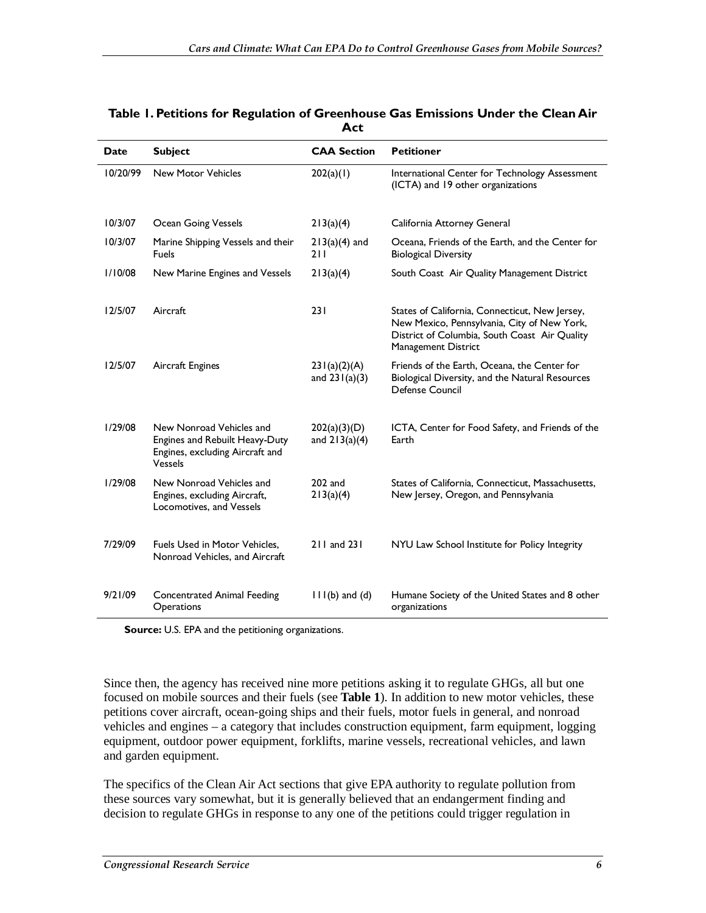**Table 1. Petitions for Regulation of Greenhouse Gas Emissions Under the Clean Air Act**

| Date | Subject | CAA Section | Petitioner |
|---|---|---|---|
| 10/20/99 | New Motor Vehicles | 202(a)(1) | International Center for Technology Assessment (ICTA) and 19 other organizations |
| 10/3/07 | Ocean Going Vessels | 213(a)(4) | California Attorney General |
| 10/3/07 | Marine Shipping Vessels and their Fuels | 213(a)(4) and 211 | Oceana, Friends of the Earth, and the Center for Biological Diversity |
| 1/10/08 | New Marine Engines and Vessels | 213(a)(4) | South Coast Air Quality Management District |
| 12/5/07 | Aircraft | 231 | States of California, Connecticut, New Jersey, New Mexico, Pennsylvania, City of New York, District of Columbia, South Coast Air Quality Management District |
| 12/5/07 | Aircraft Engines | 231(a)(2)(A) and 231(a)(3) | Friends of the Earth, Oceana, the Center for Biological Diversity, and the Natural Resources Defense Council |
| 1/29/08 | New Nonroad Vehicles and Engines and Rebuilt Heavy-Duty Engines, excluding Aircraft and Vessels | 202(a)(3)(D) and 213(a)(4) | ICTA, Center for Food Safety, and Friends of the Earth |
| 1/29/08 | New Nonroad Vehicles and Engines, excluding Aircraft, Locomotives, and Vessels | 202 and 213(a)(4) | States of California, Connecticut, Massachusetts, New Jersey, Oregon, and Pennsylvania |
| 7/29/09 | Fuels Used in Motor Vehicles, Nonroad Vehicles, and Aircraft | 211 and 231 | NYU Law School Institute for Policy Integrity |
| 9/21/09 | Concentrated Animal Feeding Operations | 111(b) and (d) | Humane Society of the United States and 8 other organizations |

**Source:** U.S. EPA and the petitioning organizations.

Since then, the agency has received nine more petitions asking it to regulate GHGs, all but one focused on mobile sources and their fuels (see **Table 1**). In addition to new motor vehicles, these petitions cover aircraft, ocean-going ships and their fuels, motor fuels in general, and nonroad vehicles and engines – a category that includes construction equipment, farm equipment, logging equipment, outdoor power equipment, forklifts, marine vessels, recreational vehicles, and lawn and garden equipment.

The specifics of the Clean Air Act sections that give EPA authority to regulate pollution from these sources vary somewhat, but it is generally believed that an endangerment finding and decision to regulate GHGs in response to any one of the petitions could trigger regulation in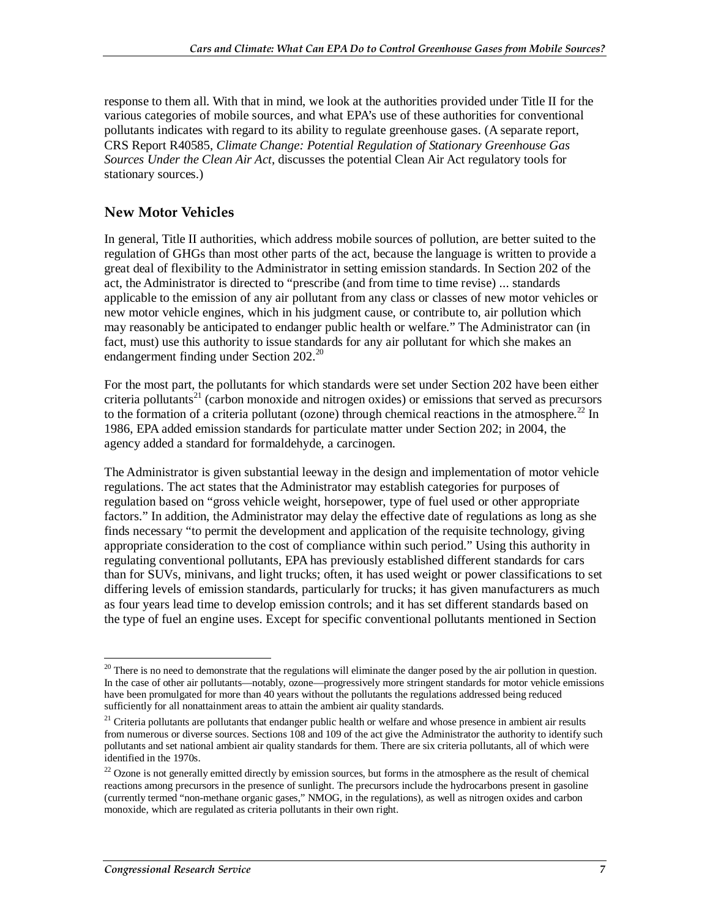response to them all. With that in mind, we look at the authorities provided under Title II for the various categories of mobile sources, and what EPA's use of these authorities for conventional pollutants indicates with regard to its ability to regulate greenhouse gases. (A separate report, CRS Report R40585, *Climate Change: Potential Regulation of Stationary Greenhouse Gas Sources Under the Clean Air Act*, discusses the potential Clean Air Act regulatory tools for stationary sources.)

## New Motor Vehicles

In general, Title II authorities, which address mobile sources of pollution, are better suited to the regulation of GHGs than most other parts of the act, because the language is written to provide a great deal of flexibility to the Administrator in setting emission standards. In Section 202 of the act, the Administrator is directed to "prescribe (and from time to time revise) ... standards applicable to the emission of any air pollutant from any class or classes of new motor vehicles or new motor vehicle engines, which in his judgment cause, or contribute to, air pollution which may reasonably be anticipated to endanger public health or welfare." The Administrator can (in fact, must) use this authority to issue standards for any air pollutant for which she makes an endangerment finding under Section 202.[20]

For the most part, the pollutants for which standards were set under Section 202 have been either criteria pollutants[21] (carbon monoxide and nitrogen oxides) or emissions that served as precursors to the formation of a criteria pollutant (ozone) through chemical reactions in the atmosphere.[22] In 1986, EPA added emission standards for particulate matter under Section 202; in 2004, the agency added a standard for formaldehyde, a carcinogen.

The Administrator is given substantial leeway in the design and implementation of motor vehicle regulations. The act states that the Administrator may establish categories for purposes of regulation based on "gross vehicle weight, horsepower, type of fuel used or other appropriate factors." In addition, the Administrator may delay the effective date of regulations as long as she finds necessary "to permit the development and application of the requisite technology, giving appropriate consideration to the cost of compliance within such period." Using this authority in regulating conventional pollutants, EPA has previously established different standards for cars than for SUVs, minivans, and light trucks; often, it has used weight or power classifications to set differing levels of emission standards, particularly for trucks; it has given manufacturers as much as four years lead time to develop emission controls; and it has set different standards based on the type of fuel an engine uses. Except for specific conventional pollutants mentioned in Section

---

[20] There is no need to demonstrate that the regulations will eliminate the danger posed by the air pollution in question. In the case of other air pollutants—notably, ozone—progressively more stringent standards for motor vehicle emissions have been promulgated for more than 40 years without the pollutants the regulations addressed being reduced sufficiently for all nonattainment areas to attain the ambient air quality standards.

[21] Criteria pollutants are pollutants that endanger public health or welfare and whose presence in ambient air results from numerous or diverse sources. Sections 108 and 109 of the act give the Administrator the authority to identify such pollutants and set national ambient air quality standards for them. There are six criteria pollutants, all of which were identified in the 1970s.

[22] Ozone is not generally emitted directly by emission sources, but forms in the atmosphere as the result of chemical reactions among precursors in the presence of sunlight. The precursors include the hydrocarbons present in gasoline (currently termed "non-methane organic gases," NMOG, in the regulations), as well as nitrogen oxides and carbon monoxide, which are regulated as criteria pollutants in their own right.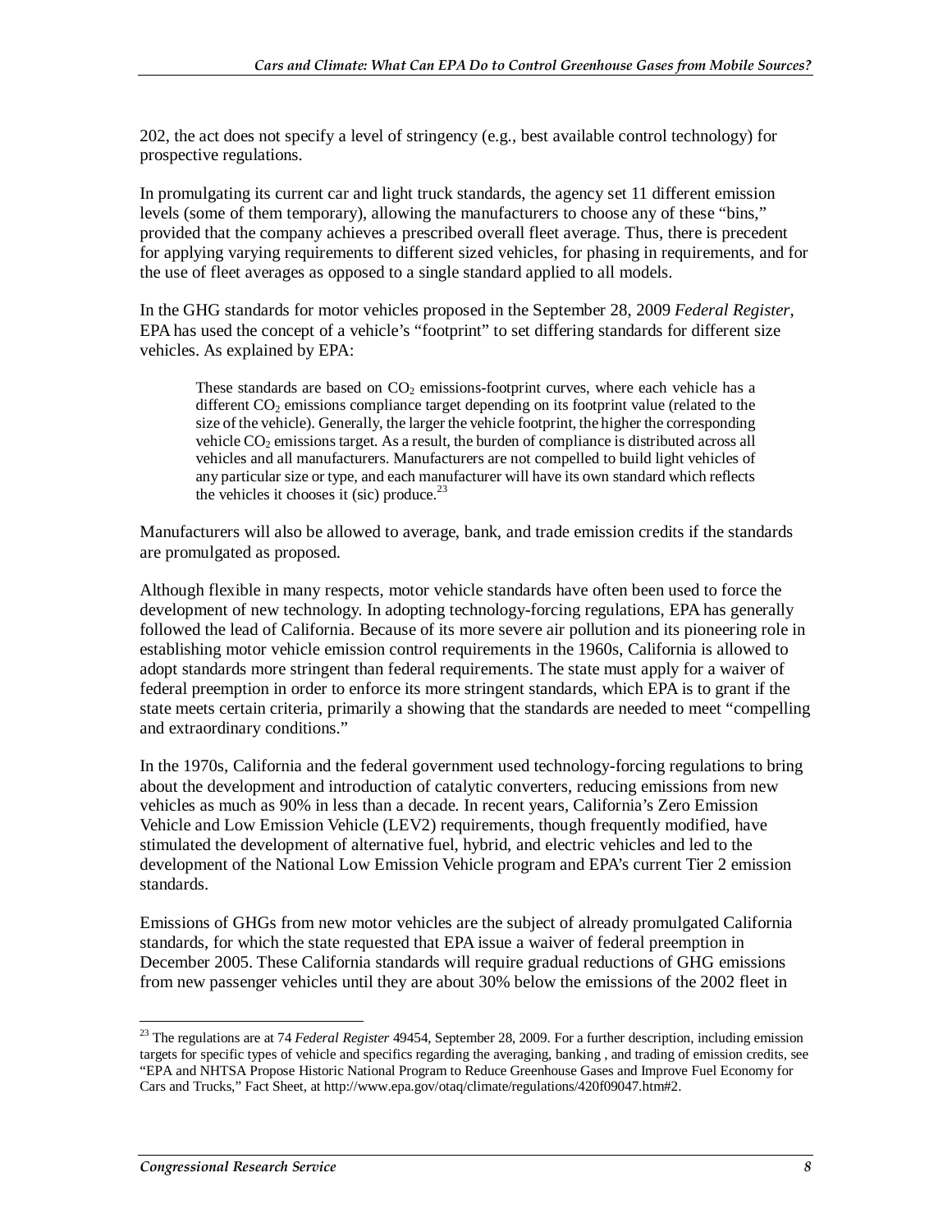202, the act does not specify a level of stringency (e.g., best available control technology) for prospective regulations.

In promulgating its current car and light truck standards, the agency set 11 different emission levels (some of them temporary), allowing the manufacturers to choose any of these "bins," provided that the company achieves a prescribed overall fleet average. Thus, there is precedent for applying varying requirements to different sized vehicles, for phasing in requirements, and for the use of fleet averages as opposed to a single standard applied to all models.

In the GHG standards for motor vehicles proposed in the September 28, 2009 *Federal Register*, EPA has used the concept of a vehicle's "footprint" to set differing standards for different size vehicles. As explained by EPA:

> These standards are based on $CO_2$ emissions-footprint curves, where each vehicle has a different $CO_2$ emissions compliance target depending on its footprint value (related to the size of the vehicle). Generally, the larger the vehicle footprint, the higher the corresponding vehicle $CO_2$ emissions target. As a result, the burden of compliance is distributed across all vehicles and all manufacturers. Manufacturers are not compelled to build light vehicles of any particular size or type, and each manufacturer will have its own standard which reflects the vehicles it chooses it (sic) produce.[23]

Manufacturers will also be allowed to average, bank, and trade emission credits if the standards are promulgated as proposed.

Although flexible in many respects, motor vehicle standards have often been used to force the development of new technology. In adopting technology-forcing regulations, EPA has generally followed the lead of California. Because of its more severe air pollution and its pioneering role in establishing motor vehicle emission control requirements in the 1960s, California is allowed to adopt standards more stringent than federal requirements. The state must apply for a waiver of federal preemption in order to enforce its more stringent standards, which EPA is to grant if the state meets certain criteria, primarily a showing that the standards are needed to meet "compelling and extraordinary conditions."

In the 1970s, California and the federal government used technology-forcing regulations to bring about the development and introduction of catalytic converters, reducing emissions from new vehicles as much as 90% in less than a decade. In recent years, California's Zero Emission Vehicle and Low Emission Vehicle (LEV2) requirements, though frequently modified, have stimulated the development of alternative fuel, hybrid, and electric vehicles and led to the development of the National Low Emission Vehicle program and EPA's current Tier 2 emission standards.

Emissions of GHGs from new motor vehicles are the subject of already promulgated California standards, for which the state requested that EPA issue a waiver of federal preemption in December 2005. These California standards will require gradual reductions of GHG emissions from new passenger vehicles until they are about 30% below the emissions of the 2002 fleet in

---

[23] The regulations are at 74 *Federal Register* 49454, September 28, 2009. For a further description, including emission targets for specific types of vehicle and specifics regarding the averaging, banking , and trading of emission credits, see "EPA and NHTSA Propose Historic National Program to Reduce Greenhouse Gases and Improve Fuel Economy for Cars and Trucks," Fact Sheet, at http://www.epa.gov/otaq/climate/regulations/420f09047.htm#2.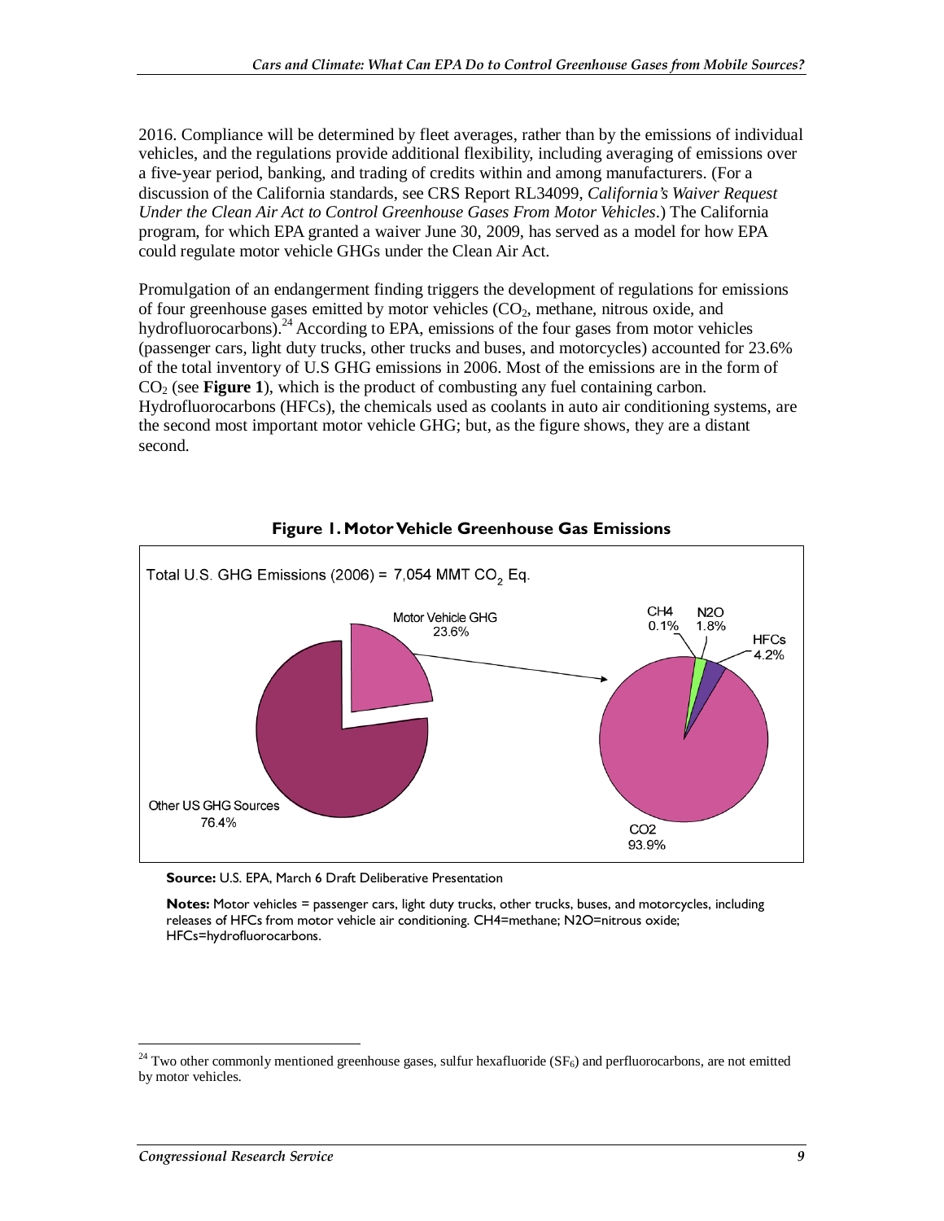2016. Compliance will be determined by fleet averages, rather than by the emissions of individual vehicles, and the regulations provide additional flexibility, including averaging of emissions over a five-year period, banking, and trading of credits within and among manufacturers. (For a discussion of the California standards, see CRS Report RL34099, *California's Waiver Request Under the Clean Air Act to Control Greenhouse Gases From Motor Vehicles*.) The California program, for which EPA granted a waiver June 30, 2009, has served as a model for how EPA could regulate motor vehicle GHGs under the Clean Air Act.

Promulgation of an endangerment finding triggers the development of regulations for emissions of four greenhouse gases emitted by motor vehicles ($CO_2$, methane, nitrous oxide, and hydrofluorocarbons).[24] According to EPA, emissions of the four gases from motor vehicles (passenger cars, light duty trucks, other trucks and buses, and motorcycles) accounted for 23.6% of the total inventory of U.S GHG emissions in 2006. Most of the emissions are in the form of $CO_2$ (see **Figure 1**), which is the product of combusting any fuel containing carbon. Hydrofluorocarbons (HFCs), the chemicals used as coolants in auto air conditioning systems, are the second most important motor vehicle GHG; but, as the figure shows, they are a distant second.

**Figure 1. Motor Vehicle Greenhouse Gas Emissions**

Total U.S. GHG Emissions (2006) = 7,054 MMT $CO_2$ Eq.

Motor Vehicle GHG 23.6%

Other US GHG Sources 76.4%

CH4 0.1%

N2O 1.8%

HFCs 4.2%

CO2 93.9%

**Source:** U.S. EPA, March 6 Draft Deliberative Presentation

**Notes:** Motor vehicles = passenger cars, light duty trucks, other trucks, buses, and motorcycles, including releases of HFCs from motor vehicle air conditioning. CH4=methane; N2O=nitrous oxide; HFCs=hydrofluorocarbons.

[24] Two other commonly mentioned greenhouse gases, sulfur hexafluoride ($SF_6$) and perfluorocarbons, are not emitted by motor vehicles.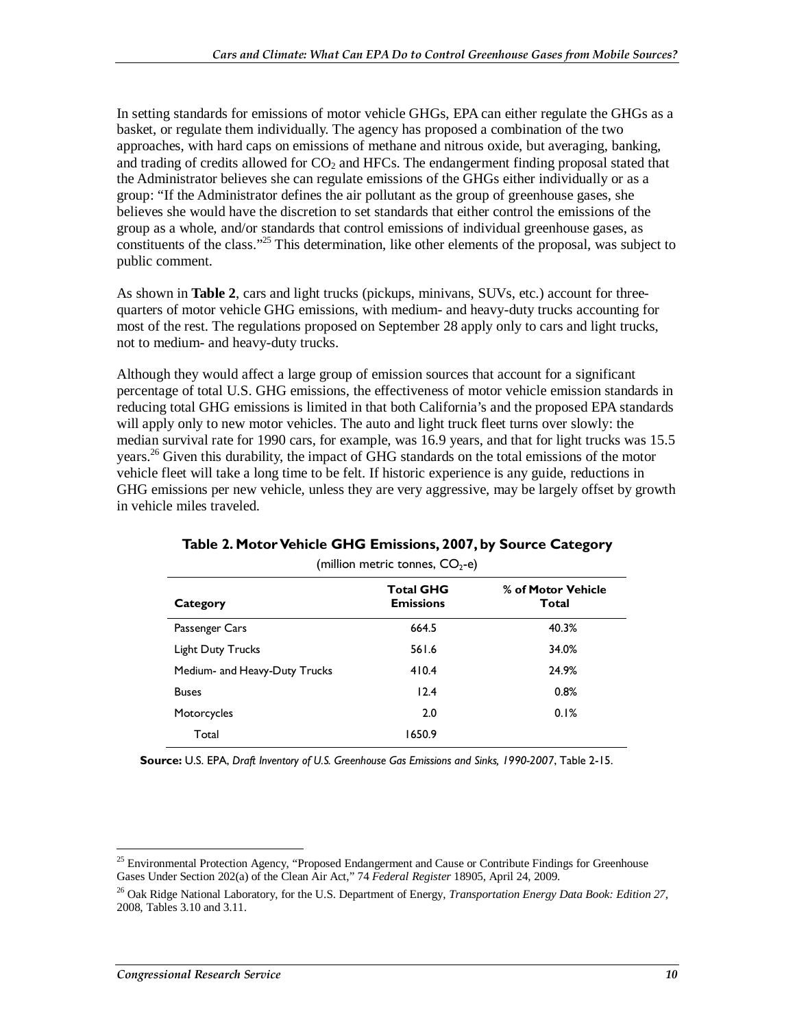In setting standards for emissions of motor vehicle GHGs, EPA can either regulate the GHGs as a basket, or regulate them individually. The agency has proposed a combination of the two approaches, with hard caps on emissions of methane and nitrous oxide, but averaging, banking, and trading of credits allowed for $CO_2$ and HFCs. The endangerment finding proposal stated that the Administrator believes she can regulate emissions of the GHGs either individually or as a group: "If the Administrator defines the air pollutant as the group of greenhouse gases, she believes she would have the discretion to set standards that either control the emissions of the group as a whole, and/or standards that control emissions of individual greenhouse gases, as constituents of the class."[25] This determination, like other elements of the proposal, was subject to public comment.

As shown in **Table 2**, cars and light trucks (pickups, minivans, SUVs, etc.) account for three-quarters of motor vehicle GHG emissions, with medium- and heavy-duty trucks accounting for most of the rest. The regulations proposed on September 28 apply only to cars and light trucks, not to medium- and heavy-duty trucks.

Although they would affect a large group of emission sources that account for a significant percentage of total U.S. GHG emissions, the effectiveness of motor vehicle emission standards in reducing total GHG emissions is limited in that both California's and the proposed EPA standards will apply only to new motor vehicles. The auto and light truck fleet turns over slowly: the median survival rate for 1990 cars, for example, was 16.9 years, and that for light trucks was 15.5 years.[26] Given this durability, the impact of GHG standards on the total emissions of the motor vehicle fleet will take a long time to be felt. If historic experience is any guide, reductions in GHG emissions per new vehicle, unless they are very aggressive, may be largely offset by growth in vehicle miles traveled.

**Table 2. Motor Vehicle GHG Emissions, 2007, by Source Category**

(million metric tonnes, $CO_2$-e)

| Category | Total GHG Emissions | % of Motor Vehicle Total |
|---|---|---|
| Passenger Cars | 664.5 | 40.3% |
| Light Duty Trucks | 561.6 | 34.0% |
| Medium- and Heavy-Duty Trucks | 410.4 | 24.9% |
| Buses | 12.4 | 0.8% |
| Motorcycles | 2.0 | 0.1% |
| Total | 1650.9 | |

**Source:** U.S. EPA, *Draft Inventory of U.S. Greenhouse Gas Emissions and Sinks, 1990-2007*, Table 2-15.

[25] Environmental Protection Agency, "Proposed Endangerment and Cause or Contribute Findings for Greenhouse Gases Under Section 202(a) of the Clean Air Act," 74 *Federal Register* 18905, April 24, 2009.

[26] Oak Ridge National Laboratory, for the U.S. Department of Energy, *Transportation Energy Data Book: Edition 27*, 2008, Tables 3.10 and 3.11.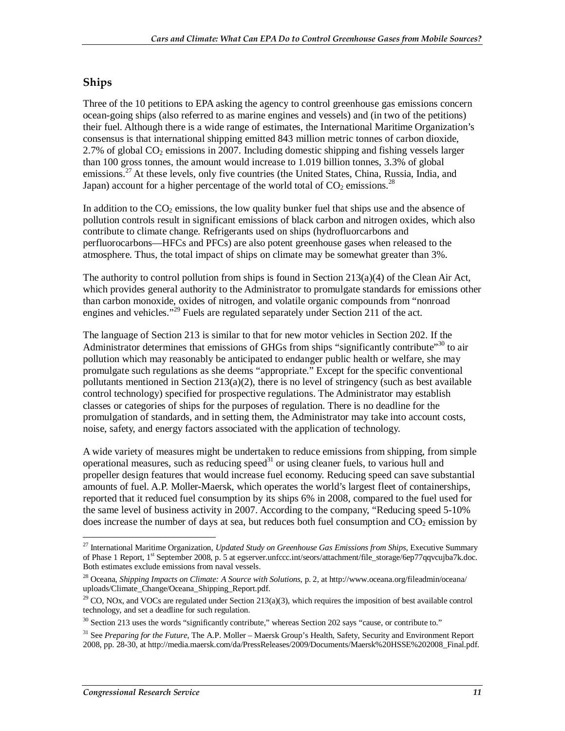## Ships

Three of the 10 petitions to EPA asking the agency to control greenhouse gas emissions concern ocean-going ships (also referred to as marine engines and vessels) and (in two of the petitions) their fuel. Although there is a wide range of estimates, the International Maritime Organization's consensus is that international shipping emitted 843 million metric tonnes of carbon dioxide, 2.7% of global $CO_2$ emissions in 2007. Including domestic shipping and fishing vessels larger than 100 gross tonnes, the amount would increase to 1.019 billion tonnes, 3.3% of global emissions.[27] At these levels, only five countries (the United States, China, Russia, India, and Japan) account for a higher percentage of the world total of $CO_2$ emissions.[28]

In addition to the $CO_2$ emissions, the low quality bunker fuel that ships use and the absence of pollution controls result in significant emissions of black carbon and nitrogen oxides, which also contribute to climate change. Refrigerants used on ships (hydrofluorcarbons and perfluorocarbons—HFCs and PFCs) are also potent greenhouse gases when released to the atmosphere. Thus, the total impact of ships on climate may be somewhat greater than 3%.

The authority to control pollution from ships is found in Section 213(a)(4) of the Clean Air Act, which provides general authority to the Administrator to promulgate standards for emissions other than carbon monoxide, oxides of nitrogen, and volatile organic compounds from "nonroad engines and vehicles."[29] Fuels are regulated separately under Section 211 of the act.

The language of Section 213 is similar to that for new motor vehicles in Section 202. If the Administrator determines that emissions of GHGs from ships "significantly contribute"[30] to air pollution which may reasonably be anticipated to endanger public health or welfare, she may promulgate such regulations as she deems "appropriate." Except for the specific conventional pollutants mentioned in Section 213(a)(2), there is no level of stringency (such as best available control technology) specified for prospective regulations. The Administrator may establish classes or categories of ships for the purposes of regulation. There is no deadline for the promulgation of standards, and in setting them, the Administrator may take into account costs, noise, safety, and energy factors associated with the application of technology.

A wide variety of measures might be undertaken to reduce emissions from shipping, from simple operational measures, such as reducing speed[31] or using cleaner fuels, to various hull and propeller design features that would increase fuel economy. Reducing speed can save substantial amounts of fuel. A.P. Moller-Maersk, which operates the world's largest fleet of containerships, reported that it reduced fuel consumption by its ships 6% in 2008, compared to the fuel used for the same level of business activity in 2007. According to the company, "Reducing speed 5-10% does increase the number of days at sea, but reduces both fuel consumption and $CO_2$ emission by

---

[27] International Maritime Organization, *Updated Study on Greenhouse Gas Emissions from Ships*, Executive Summary of Phase 1 Report, 1st September 2008, p. 5 at egserver.unfccc.int/seors/attachment/file_storage/6ep77qqvcujba7k.doc. Both estimates exclude emissions from naval vessels.

[28] Oceana, *Shipping Impacts on Climate: A Source with Solutions*, p. 2, at http://www.oceana.org/fileadmin/oceana/uploads/Climate_Change/Oceana_Shipping_Report.pdf.

[29] CO, NOx, and VOCs are regulated under Section 213(a)(3), which requires the imposition of best available control technology, and set a deadline for such regulation.

[30] Section 213 uses the words "significantly contribute," whereas Section 202 says "cause, or contribute to."

[31] See *Preparing for the Future*, The A.P. Moller – Maersk Group's Health, Safety, Security and Environment Report 2008, pp. 28-30, at http://media.maersk.com/da/PressReleases/2009/Documents/Maersk%20HSSE%202008_Final.pdf.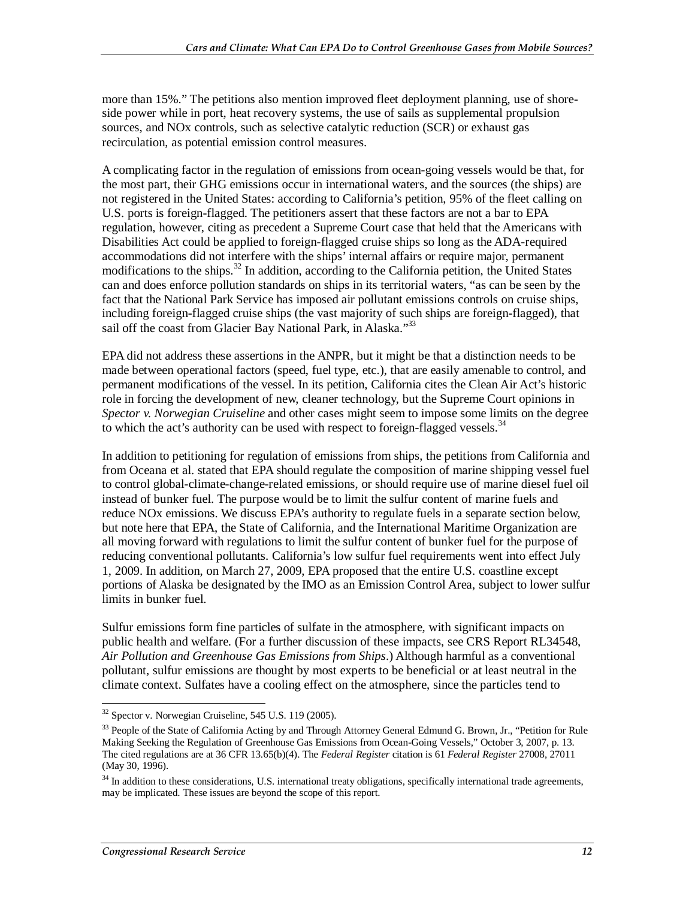more than 15%." The petitions also mention improved fleet deployment planning, use of shore-side power while in port, heat recovery systems, the use of sails as supplemental propulsion sources, and NOx controls, such as selective catalytic reduction (SCR) or exhaust gas recirculation, as potential emission control measures.

A complicating factor in the regulation of emissions from ocean-going vessels would be that, for the most part, their GHG emissions occur in international waters, and the sources (the ships) are not registered in the United States: according to California's petition, 95% of the fleet calling on U.S. ports is foreign-flagged. The petitioners assert that these factors are not a bar to EPA regulation, however, citing as precedent a Supreme Court case that held that the Americans with Disabilities Act could be applied to foreign-flagged cruise ships so long as the ADA-required accommodations did not interfere with the ships' internal affairs or require major, permanent modifications to the ships.[32] In addition, according to the California petition, the United States can and does enforce pollution standards on ships in its territorial waters, "as can be seen by the fact that the National Park Service has imposed air pollutant emissions controls on cruise ships, including foreign-flagged cruise ships (the vast majority of such ships are foreign-flagged), that sail off the coast from Glacier Bay National Park, in Alaska."[33]

EPA did not address these assertions in the ANPR, but it might be that a distinction needs to be made between operational factors (speed, fuel type, etc.), that are easily amenable to control, and permanent modifications of the vessel. In its petition, California cites the Clean Air Act's historic role in forcing the development of new, cleaner technology, but the Supreme Court opinions in *Spector v. Norwegian Cruiseline* and other cases might seem to impose some limits on the degree to which the act's authority can be used with respect to foreign-flagged vessels.[34]

In addition to petitioning for regulation of emissions from ships, the petitions from California and from Oceana et al. stated that EPA should regulate the composition of marine shipping vessel fuel to control global-climate-change-related emissions, or should require use of marine diesel fuel oil instead of bunker fuel. The purpose would be to limit the sulfur content of marine fuels and reduce NOx emissions. We discuss EPA's authority to regulate fuels in a separate section below, but note here that EPA, the State of California, and the International Maritime Organization are all moving forward with regulations to limit the sulfur content of bunker fuel for the purpose of reducing conventional pollutants. California's low sulfur fuel requirements went into effect July 1, 2009. In addition, on March 27, 2009, EPA proposed that the entire U.S. coastline except portions of Alaska be designated by the IMO as an Emission Control Area, subject to lower sulfur limits in bunker fuel.

Sulfur emissions form fine particles of sulfate in the atmosphere, with significant impacts on public health and welfare. (For a further discussion of these impacts, see CRS Report RL34548, *Air Pollution and Greenhouse Gas Emissions from Ships*.) Although harmful as a conventional pollutant, sulfur emissions are thought by most experts to be beneficial or at least neutral in the climate context. Sulfates have a cooling effect on the atmosphere, since the particles tend to

---

[32] Spector v. Norwegian Cruiseline, 545 U.S. 119 (2005).

[33] People of the State of California Acting by and Through Attorney General Edmund G. Brown, Jr., "Petition for Rule Making Seeking the Regulation of Greenhouse Gas Emissions from Ocean-Going Vessels," October 3, 2007, p. 13. The cited regulations are at 36 CFR 13.65(b)(4). The *Federal Register* citation is 61 *Federal Register* 27008, 27011 (May 30, 1996).

[34] In addition to these considerations, U.S. international treaty obligations, specifically international trade agreements, may be implicated. These issues are beyond the scope of this report.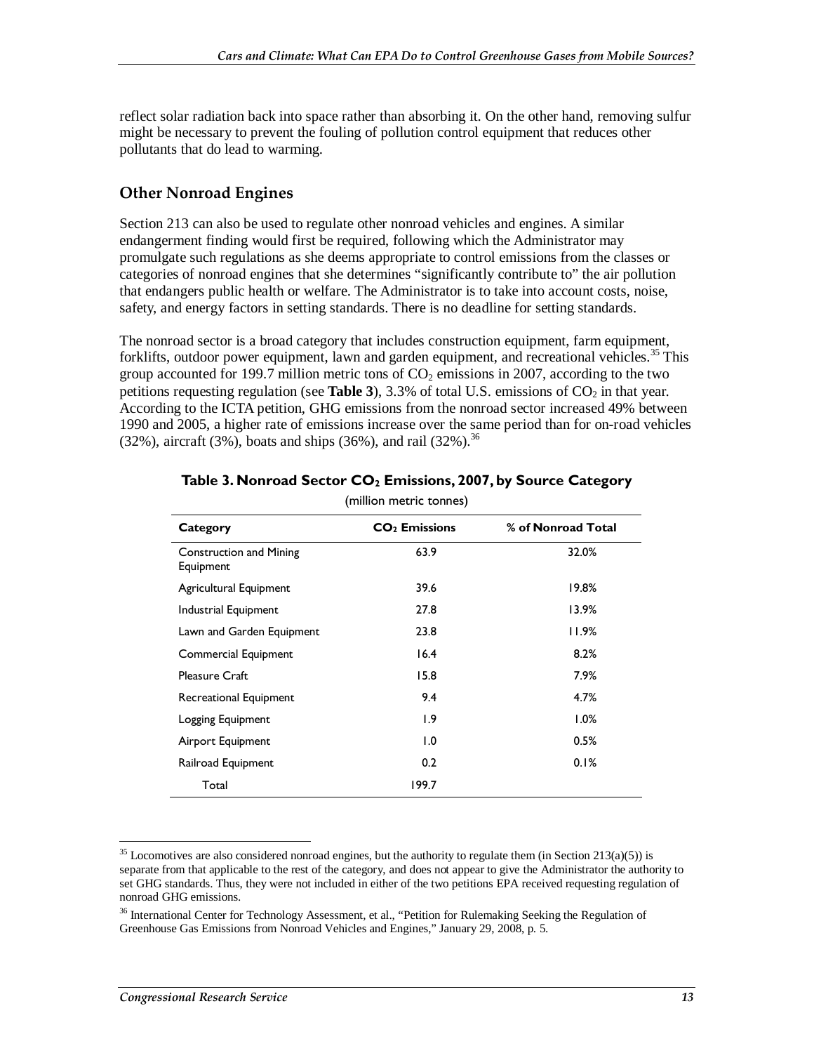reflect solar radiation back into space rather than absorbing it. On the other hand, removing sulfur might be necessary to prevent the fouling of pollution control equipment that reduces other pollutants that do lead to warming.

## Other Nonroad Engines

Section 213 can also be used to regulate other nonroad vehicles and engines. A similar endangerment finding would first be required, following which the Administrator may promulgate such regulations as she deems appropriate to control emissions from the classes or categories of nonroad engines that she determines "significantly contribute to" the air pollution that endangers public health or welfare. The Administrator is to take into account costs, noise, safety, and energy factors in setting standards. There is no deadline for setting standards.

The nonroad sector is a broad category that includes construction equipment, farm equipment, forklifts, outdoor power equipment, lawn and garden equipment, and recreational vehicles.[35] This group accounted for 199.7 million metric tons of $CO_2$ emissions in 2007, according to the two petitions requesting regulation (see **Table 3**), 3.3% of total U.S. emissions of $CO_2$ in that year. According to the ICTA petition, GHG emissions from the nonroad sector increased 49% between 1990 and 2005, a higher rate of emissions increase over the same period than for on-road vehicles (32%), aircraft (3%), boats and ships (36%), and rail (32%).[36]

**Table 3. Nonroad Sector $CO_2$ Emissions, 2007, by Source Category**

(million metric tonnes)

| Category | $CO_2$ Emissions | % of Nonroad Total |
|---|---|---|
| Construction and Mining Equipment | 63.9 | 32.0% |
| Agricultural Equipment | 39.6 | 19.8% |
| Industrial Equipment | 27.8 | 13.9% |
| Lawn and Garden Equipment | 23.8 | 11.9% |
| Commercial Equipment | 16.4 | 8.2% |
| Pleasure Craft | 15.8 | 7.9% |
| Recreational Equipment | 9.4 | 4.7% |
| Logging Equipment | 1.9 | 1.0% |
| Airport Equipment | 1.0 | 0.5% |
| Railroad Equipment | 0.2 | 0.1% |
| Total | 199.7 | |

---

[35] Locomotives are also considered nonroad engines, but the authority to regulate them (in Section 213(a)(5)) is separate from that applicable to the rest of the category, and does not appear to give the Administrator the authority to set GHG standards. Thus, they were not included in either of the two petitions EPA received requesting regulation of nonroad GHG emissions.

[36] International Center for Technology Assessment, et al., "Petition for Rulemaking Seeking the Regulation of Greenhouse Gas Emissions from Nonroad Vehicles and Engines," January 29, 2008, p. 5.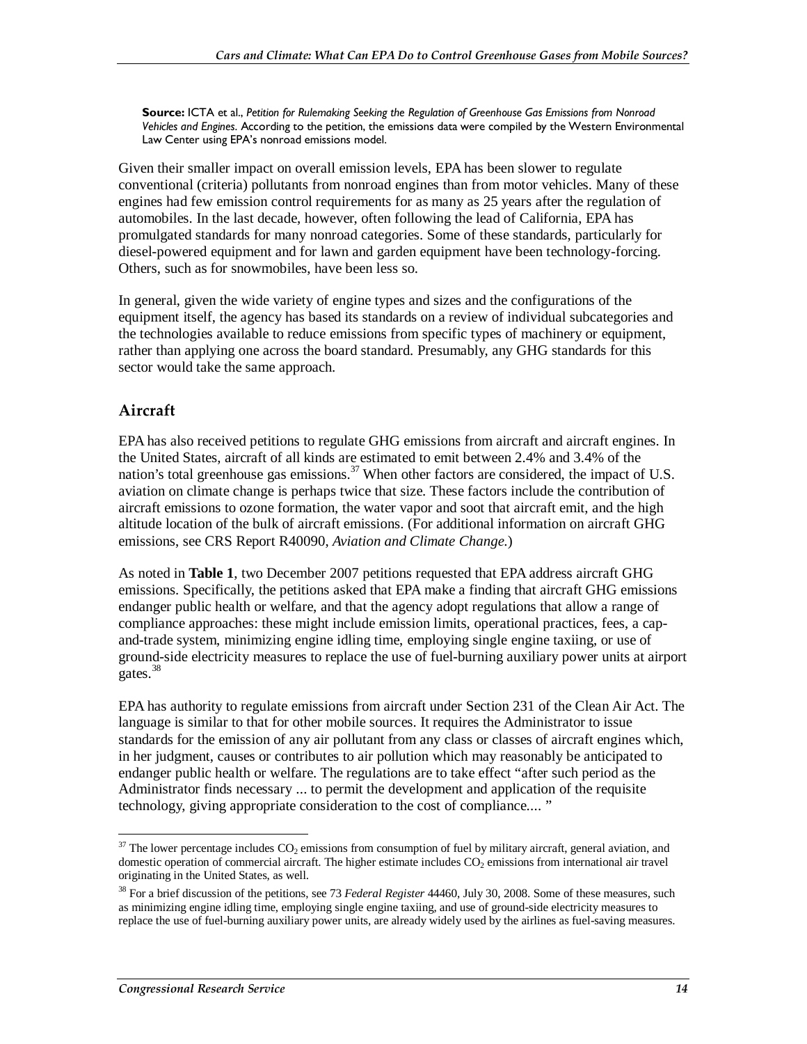**Source:** ICTA et al., *Petition for Rulemaking Seeking the Regulation of Greenhouse Gas Emissions from Nonroad Vehicles and Engines*. According to the petition, the emissions data were compiled by the Western Environmental Law Center using EPA's nonroad emissions model.

Given their smaller impact on overall emission levels, EPA has been slower to regulate conventional (criteria) pollutants from nonroad engines than from motor vehicles. Many of these engines had few emission control requirements for as many as 25 years after the regulation of automobiles. In the last decade, however, often following the lead of California, EPA has promulgated standards for many nonroad categories. Some of these standards, particularly for diesel-powered equipment and for lawn and garden equipment have been technology-forcing. Others, such as for snowmobiles, have been less so.

In general, given the wide variety of engine types and sizes and the configurations of the equipment itself, the agency has based its standards on a review of individual subcategories and the technologies available to reduce emissions from specific types of machinery or equipment, rather than applying one across the board standard. Presumably, any GHG standards for this sector would take the same approach.

## Aircraft

EPA has also received petitions to regulate GHG emissions from aircraft and aircraft engines. In the United States, aircraft of all kinds are estimated to emit between 2.4% and 3.4% of the nation's total greenhouse gas emissions.[37] When other factors are considered, the impact of U.S. aviation on climate change is perhaps twice that size. These factors include the contribution of aircraft emissions to ozone formation, the water vapor and soot that aircraft emit, and the high altitude location of the bulk of aircraft emissions. (For additional information on aircraft GHG emissions, see CRS Report R40090, *Aviation and Climate Change*.)

As noted in **Table 1**, two December 2007 petitions requested that EPA address aircraft GHG emissions. Specifically, the petitions asked that EPA make a finding that aircraft GHG emissions endanger public health or welfare, and that the agency adopt regulations that allow a range of compliance approaches: these might include emission limits, operational practices, fees, a cap-and-trade system, minimizing engine idling time, employing single engine taxiing, or use of ground-side electricity measures to replace the use of fuel-burning auxiliary power units at airport gates.[38]

EPA has authority to regulate emissions from aircraft under Section 231 of the Clean Air Act. The language is similar to that for other mobile sources. It requires the Administrator to issue standards for the emission of any air pollutant from any class or classes of aircraft engines which, in her judgment, causes or contributes to air pollution which may reasonably be anticipated to endanger public health or welfare. The regulations are to take effect "after such period as the Administrator finds necessary ... to permit the development and application of the requisite technology, giving appropriate consideration to the cost of compliance.... "

[37] The lower percentage includes $CO_2$ emissions from consumption of fuel by military aircraft, general aviation, and domestic operation of commercial aircraft. The higher estimate includes $CO_2$ emissions from international air travel originating in the United States, as well.

[38] For a brief discussion of the petitions, see 73 *Federal Register* 44460, July 30, 2008. Some of these measures, such as minimizing engine idling time, employing single engine taxiing, and use of ground-side electricity measures to replace the use of fuel-burning auxiliary power units, are already widely used by the airlines as fuel-saving measures.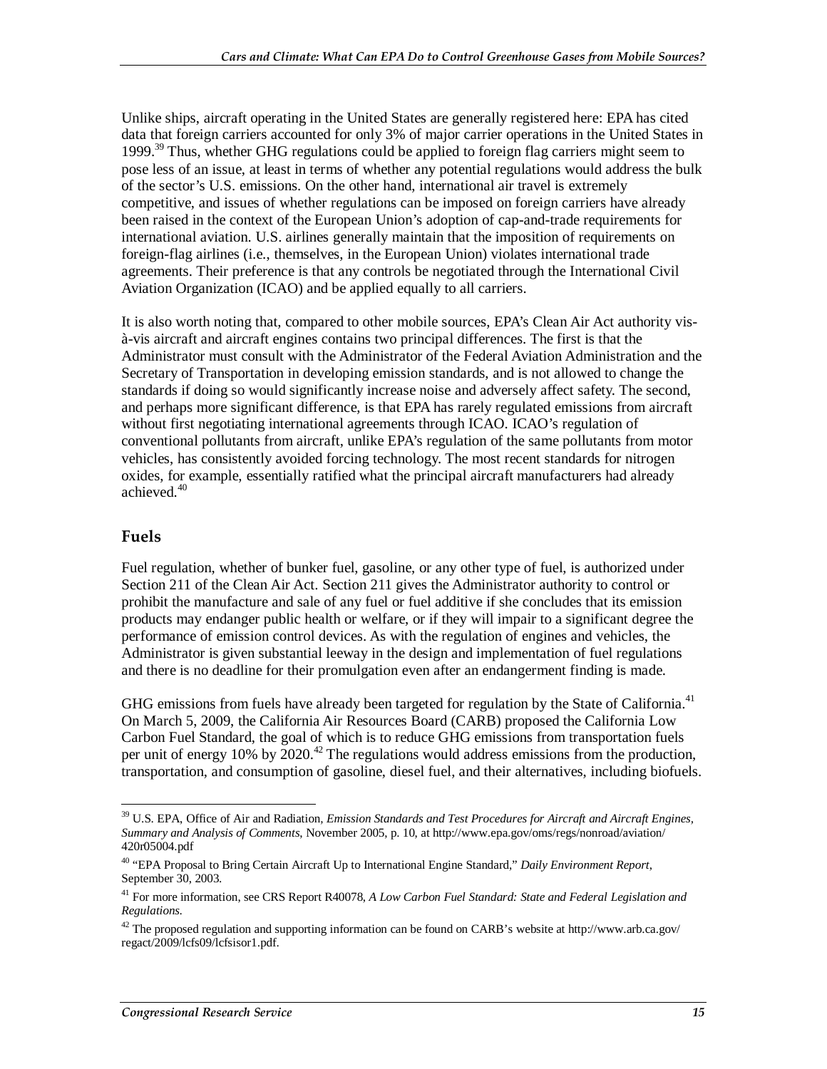Unlike ships, aircraft operating in the United States are generally registered here: EPA has cited data that foreign carriers accounted for only 3% of major carrier operations in the United States in 1999.[39] Thus, whether GHG regulations could be applied to foreign flag carriers might seem to pose less of an issue, at least in terms of whether any potential regulations would address the bulk of the sector's U.S. emissions. On the other hand, international air travel is extremely competitive, and issues of whether regulations can be imposed on foreign carriers have already been raised in the context of the European Union's adoption of cap-and-trade requirements for international aviation. U.S. airlines generally maintain that the imposition of requirements on foreign-flag airlines (i.e., themselves, in the European Union) violates international trade agreements. Their preference is that any controls be negotiated through the International Civil Aviation Organization (ICAO) and be applied equally to all carriers.

It is also worth noting that, compared to other mobile sources, EPA's Clean Air Act authority vis-à-vis aircraft and aircraft engines contains two principal differences. The first is that the Administrator must consult with the Administrator of the Federal Aviation Administration and the Secretary of Transportation in developing emission standards, and is not allowed to change the standards if doing so would significantly increase noise and adversely affect safety. The second, and perhaps more significant difference, is that EPA has rarely regulated emissions from aircraft without first negotiating international agreements through ICAO. ICAO's regulation of conventional pollutants from aircraft, unlike EPA's regulation of the same pollutants from motor vehicles, has consistently avoided forcing technology. The most recent standards for nitrogen oxides, for example, essentially ratified what the principal aircraft manufacturers had already achieved.[40]

## Fuels

Fuel regulation, whether of bunker fuel, gasoline, or any other type of fuel, is authorized under Section 211 of the Clean Air Act. Section 211 gives the Administrator authority to control or prohibit the manufacture and sale of any fuel or fuel additive if she concludes that its emission products may endanger public health or welfare, or if they will impair to a significant degree the performance of emission control devices. As with the regulation of engines and vehicles, the Administrator is given substantial leeway in the design and implementation of fuel regulations and there is no deadline for their promulgation even after an endangerment finding is made.

GHG emissions from fuels have already been targeted for regulation by the State of California.[41] On March 5, 2009, the California Air Resources Board (CARB) proposed the California Low Carbon Fuel Standard, the goal of which is to reduce GHG emissions from transportation fuels per unit of energy 10% by 2020.[42] The regulations would address emissions from the production, transportation, and consumption of gasoline, diesel fuel, and their alternatives, including biofuels.

---

[39] U.S. EPA, Office of Air and Radiation, *Emission Standards and Test Procedures for Aircraft and Aircraft Engines, Summary and Analysis of Comments*, November 2005, p. 10, at http://www.epa.gov/oms/regs/nonroad/aviation/420r05004.pdf

[40] "EPA Proposal to Bring Certain Aircraft Up to International Engine Standard," *Daily Environment Report*, September 30, 2003.

[41] For more information, see CRS Report R40078, *A Low Carbon Fuel Standard: State and Federal Legislation and Regulations*.

[42] The proposed regulation and supporting information can be found on CARB's website at http://www.arb.ca.gov/regact/2009/lcfs09/lcfsisor1.pdf.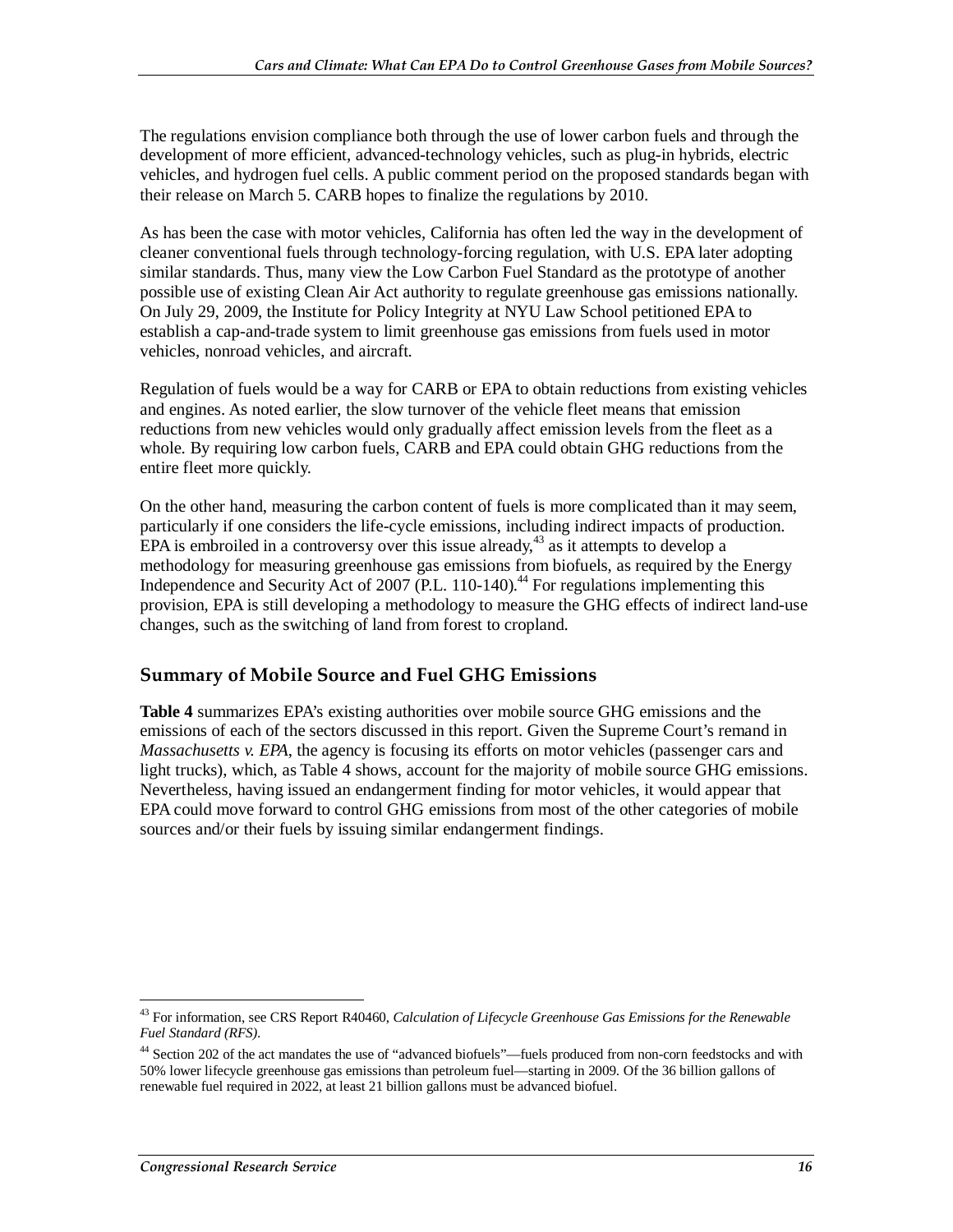The regulations envision compliance both through the use of lower carbon fuels and through the development of more efficient, advanced-technology vehicles, such as plug-in hybrids, electric vehicles, and hydrogen fuel cells. A public comment period on the proposed standards began with their release on March 5. CARB hopes to finalize the regulations by 2010.

As has been the case with motor vehicles, California has often led the way in the development of cleaner conventional fuels through technology-forcing regulation, with U.S. EPA later adopting similar standards. Thus, many view the Low Carbon Fuel Standard as the prototype of another possible use of existing Clean Air Act authority to regulate greenhouse gas emissions nationally. On July 29, 2009, the Institute for Policy Integrity at NYU Law School petitioned EPA to establish a cap-and-trade system to limit greenhouse gas emissions from fuels used in motor vehicles, nonroad vehicles, and aircraft.

Regulation of fuels would be a way for CARB or EPA to obtain reductions from existing vehicles and engines. As noted earlier, the slow turnover of the vehicle fleet means that emission reductions from new vehicles would only gradually affect emission levels from the fleet as a whole. By requiring low carbon fuels, CARB and EPA could obtain GHG reductions from the entire fleet more quickly.

On the other hand, measuring the carbon content of fuels is more complicated than it may seem, particularly if one considers the life-cycle emissions, including indirect impacts of production. EPA is embroiled in a controversy over this issue already,[43] as it attempts to develop a methodology for measuring greenhouse gas emissions from biofuels, as required by the Energy Independence and Security Act of 2007 (P.L. 110-140).[44] For regulations implementing this provision, EPA is still developing a methodology to measure the GHG effects of indirect land-use changes, such as the switching of land from forest to cropland.

## Summary of Mobile Source and Fuel GHG Emissions

**Table 4** summarizes EPA's existing authorities over mobile source GHG emissions and the emissions of each of the sectors discussed in this report. Given the Supreme Court's remand in *Massachusetts v. EPA*, the agency is focusing its efforts on motor vehicles (passenger cars and light trucks), which, as Table 4 shows, account for the majority of mobile source GHG emissions. Nevertheless, having issued an endangerment finding for motor vehicles, it would appear that EPA could move forward to control GHG emissions from most of the other categories of mobile sources and/or their fuels by issuing similar endangerment findings.

---

[43] For information, see CRS Report R40460, *Calculation of Lifecycle Greenhouse Gas Emissions for the Renewable Fuel Standard (RFS)*.

[44] Section 202 of the act mandates the use of "advanced biofuels"—fuels produced from non-corn feedstocks and with 50% lower lifecycle greenhouse gas emissions than petroleum fuel—starting in 2009. Of the 36 billion gallons of renewable fuel required in 2022, at least 21 billion gallons must be advanced biofuel.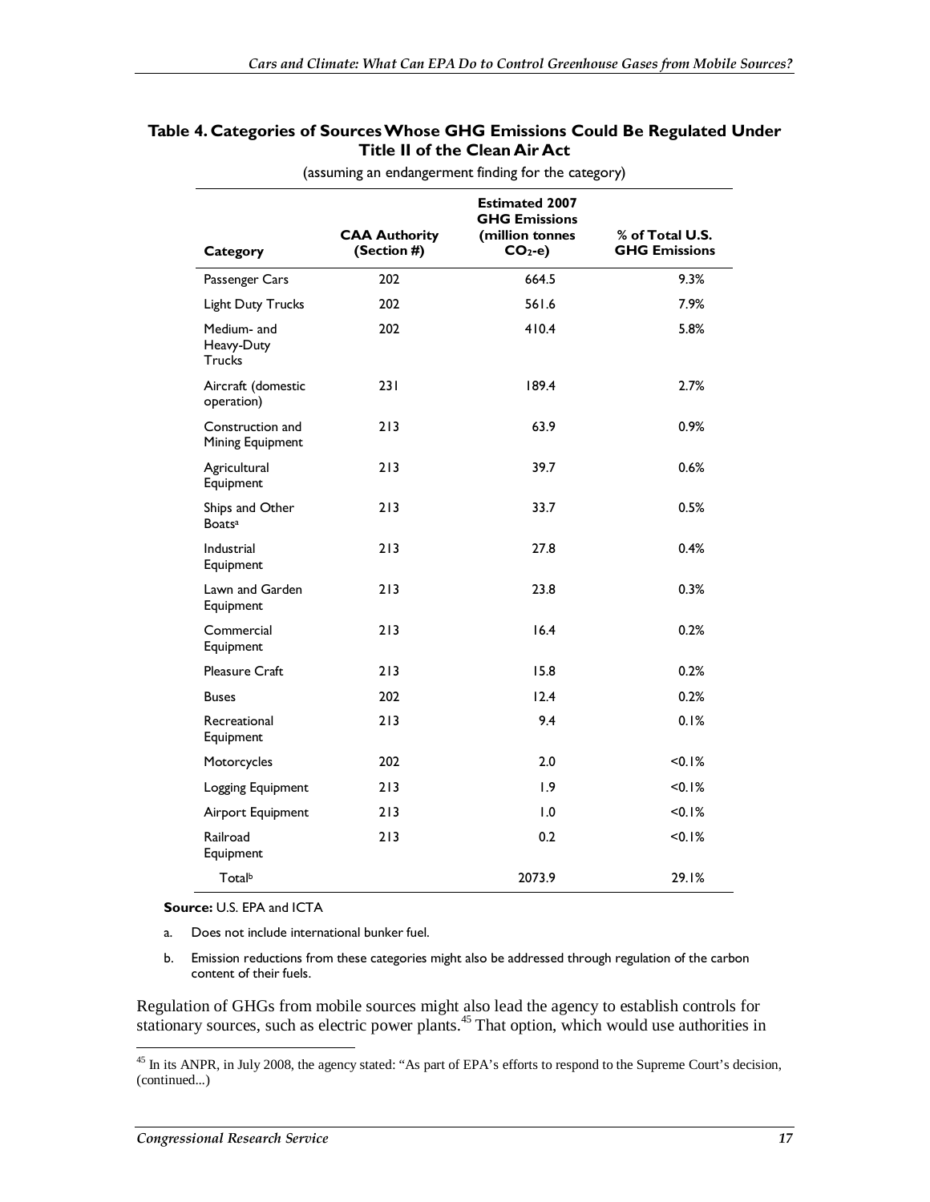**Table 4. Categories of Sources Whose GHG Emissions Could Be Regulated Under Title II of the Clean Air Act**

(assuming an endangerment finding for the category)

| Category | CAA Authority (Section #) | Estimated 2007 GHG Emissions (million tonnes $CO_2$-e) | % of Total U.S. GHG Emissions |
|---|---|---|---|
| Passenger Cars | 202 | 664.5 | 9.3% |
| Light Duty Trucks | 202 | 561.6 | 7.9% |
| Medium- and Heavy-Duty Trucks | 202 | 410.4 | 5.8% |
| Aircraft (domestic operation) | 231 | 189.4 | 2.7% |
| Construction and Mining Equipment | 213 | 63.9 | 0.9% |
| Agricultural Equipment | 213 | 39.7 | 0.6% |
| Ships and Other Boats[a] | 213 | 33.7 | 0.5% |
| Industrial Equipment | 213 | 27.8 | 0.4% |
| Lawn and Garden Equipment | 213 | 23.8 | 0.3% |
| Commercial Equipment | 213 | 16.4 | 0.2% |
| Pleasure Craft | 213 | 15.8 | 0.2% |
| Buses | 202 | 12.4 | 0.2% |
| Recreational Equipment | 213 | 9.4 | 0.1% |
| Motorcycles | 202 | 2.0 | <0.1% |
| Logging Equipment | 213 | 1.9 | <0.1% |
| Airport Equipment | 213 | 1.0 | <0.1% |
| Railroad Equipment | 213 | 0.2 | <0.1% |
| Total[b] | | 2073.9 | 29.1% |

**Source:** U.S. EPA and ICTA

a. Does not include international bunker fuel.

b. Emission reductions from these categories might also be addressed through regulation of the carbon content of their fuels.

Regulation of GHGs from mobile sources might also lead the agency to establish controls for stationary sources, such as electric power plants.[45] That option, which would use authorities in

[45] In its ANPR, in July 2008, the agency stated: "As part of EPA's efforts to respond to the Supreme Court's decision, (continued...)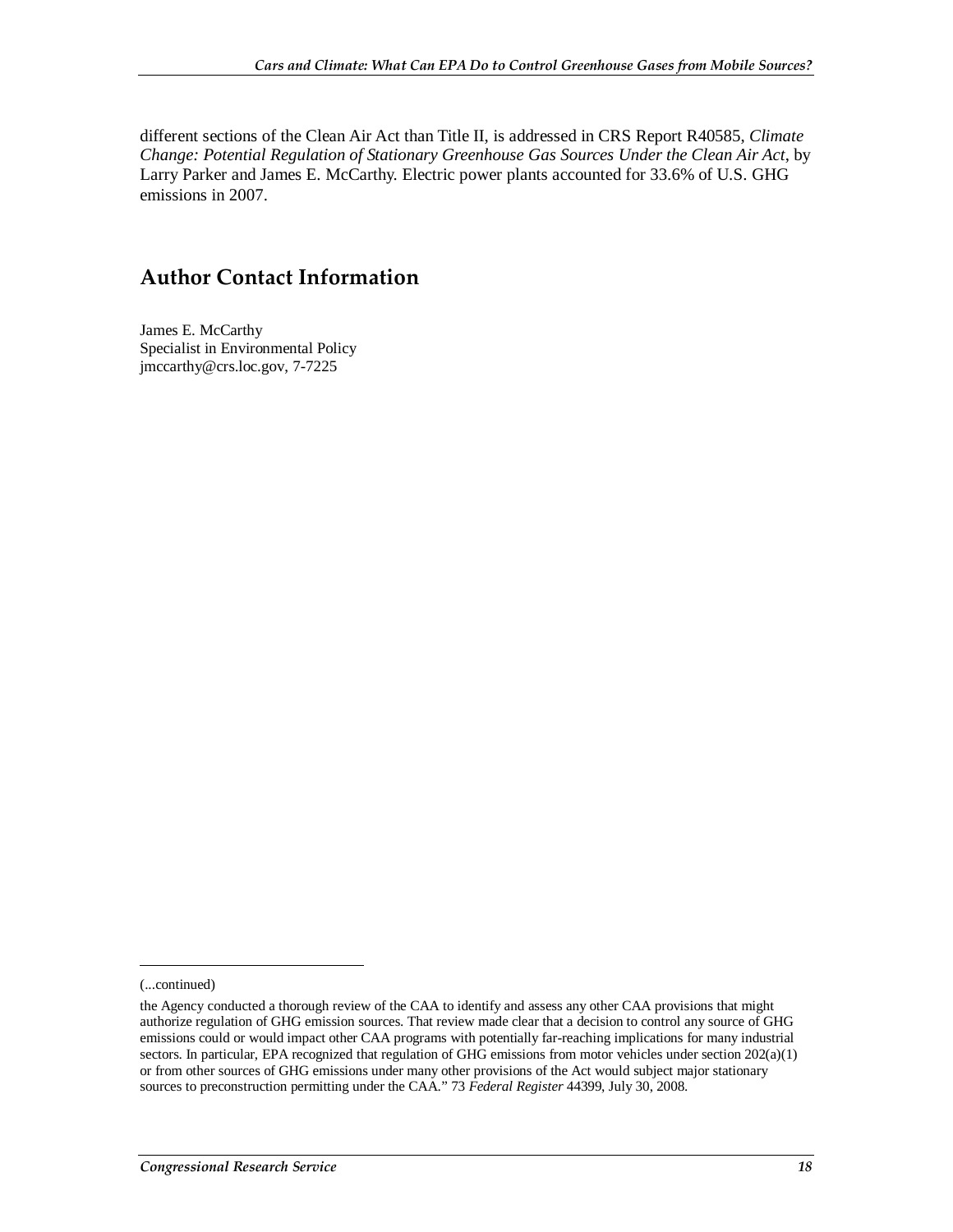different sections of the Clean Air Act than Title II, is addressed in CRS Report R40585, *Climate Change: Potential Regulation of Stationary Greenhouse Gas Sources Under the Clean Air Act*, by Larry Parker and James E. McCarthy. Electric power plants accounted for 33.6% of U.S. GHG emissions in 2007.

## Author Contact Information

James E. McCarthy
Specialist in Environmental Policy
jmccarthy@crs.loc.gov, 7-7225

(...continued)

the Agency conducted a thorough review of the CAA to identify and assess any other CAA provisions that might authorize regulation of GHG emission sources. That review made clear that a decision to control any source of GHG emissions could or would impact other CAA programs with potentially far-reaching implications for many industrial sectors. In particular, EPA recognized that regulation of GHG emissions from motor vehicles under section 202(a)(1) or from other sources of GHG emissions under many other provisions of the Act would subject major stationary sources to preconstruction permitting under the CAA." 73 *Federal Register* 44399, July 30, 2008.